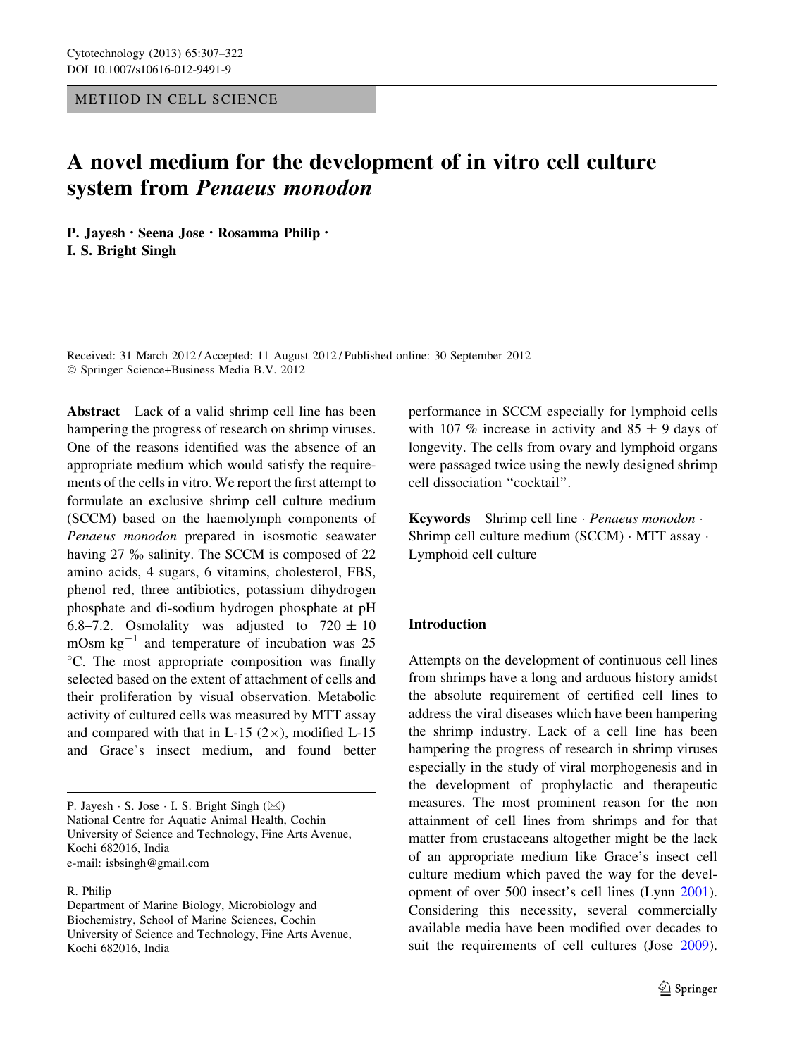METHOD IN CELL SCIENCE

# A novel medium for the development of in vitro cell culture system from *Penaeus monodon*

**P. Jayesh · Seena Jose · Rosamma Philip · I. S. Bright Singh**

Received: 31 March 2012 / Accepted: 11 August 2012 / Published online: 30 September 2012
© Springer Science+Business Media B.V. 2012

**Abstract** Lack of a valid shrimp cell line has been hampering the progress of research on shrimp viruses. One of the reasons identified was the absence of an appropriate medium which would satisfy the requirements of the cells in vitro. We report the first attempt to formulate an exclusive shrimp cell culture medium (SCCM) based on the haemolymph components of *Penaeus monodon* prepared in isosmotic seawater having 27 ‰ salinity. The SCCM is composed of 22 amino acids, 4 sugars, 6 vitamins, cholesterol, FBS, phenol red, three antibiotics, potassium dihydrogen phosphate and di-sodium hydrogen phosphate at pH 6.8–7.2. Osmolality was adjusted to $720 \pm 10$ mOsm $kg^{-1}$ and temperature of incubation was 25 °C. The most appropriate composition was finally selected based on the extent of attachment of cells and their proliferation by visual observation. Metabolic activity of cultured cells was measured by MTT assay and compared with that in L-15 (2×), modified L-15 and Grace's insect medium, and found better performance in SCCM especially for lymphoid cells with 107 % increase in activity and $85 \pm 9$ days of longevity. The cells from ovary and lymphoid organs were passaged twice using the newly designed shrimp cell dissociation "cocktail".

**Keywords** Shrimp cell line · *Penaeus monodon* · Shrimp cell culture medium (SCCM) · MTT assay · Lymphoid cell culture

P. Jayesh · S. Jose · I. S. Bright Singh (✉)
National Centre for Aquatic Animal Health, Cochin University of Science and Technology, Fine Arts Avenue, Kochi 682016, India
e-mail: isbsingh@gmail.com

R. Philip
Department of Marine Biology, Microbiology and Biochemistry, School of Marine Sciences, Cochin University of Science and Technology, Fine Arts Avenue, Kochi 682016, India

## Introduction

Attempts on the development of continuous cell lines from shrimps have a long and arduous history amidst the absolute requirement of certified cell lines to address the viral diseases which have been hampering the shrimp industry. Lack of a cell line has been hampering the progress of research in shrimp viruses especially in the study of viral morphogenesis and in the development of prophylactic and therapeutic measures. The most prominent reason for the non attainment of cell lines from shrimps and for that matter from crustaceans altogether might be the lack of an appropriate medium like Grace's insect cell culture medium which paved the way for the development of over 500 insect's cell lines (Lynn 2001). Considering this necessity, several commercially available media have been modified over decades to suit the requirements of cell cultures (Jose 2009).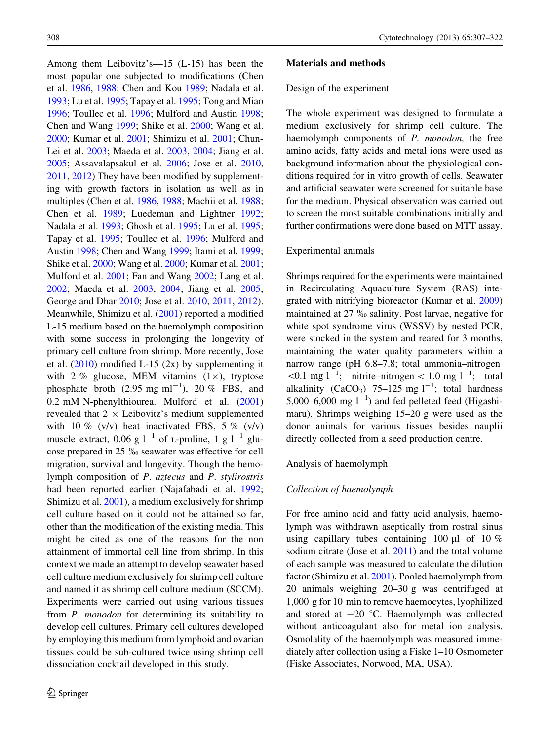Among them Leibovitz's—15 (L-15) has been the most popular one subjected to modifications (Chen et al. 1986, 1988; Chen and Kou 1989; Nadala et al. 1993; Lu et al. 1995; Tapay et al. 1995; Tong and Miao 1996; Toullec et al. 1996; Mulford and Austin 1998; Chen and Wang 1999; Shike et al. 2000; Wang et al. 2000; Kumar et al. 2001; Shimizu et al. 2001; Chun-Lei et al. 2003; Maeda et al. 2003, 2004; Jiang et al. 2005; Assavalapsakul et al. 2006; Jose et al. 2010, 2011, 2012) They have been modified by supplementing with growth factors in isolation as well as in multiples (Chen et al. 1986, 1988; Machii et al. 1988; Chen et al. 1989; Luedeman and Lightner 1992; Nadala et al. 1993; Ghosh et al. 1995; Lu et al. 1995; Tapay et al. 1995; Toullec et al. 1996; Mulford and Austin 1998; Chen and Wang 1999; Itami et al. 1999; Shike et al. 2000; Wang et al. 2000; Kumar et al. 2001; Mulford et al. 2001; Fan and Wang 2002; Lang et al. 2002; Maeda et al. 2003, 2004; Jiang et al. 2005; George and Dhar 2010; Jose et al. 2010, 2011, 2012). Meanwhile, Shimizu et al. (2001) reported a modified L-15 medium based on the haemolymph composition with some success in prolonging the longevity of primary cell culture from shrimp. More recently, Jose et al. (2010) modified L-15 (2x) by supplementing it with 2 % glucose, MEM vitamins (1×), tryptose phosphate broth (2.95 mg ml$^{-1}$), 20 % FBS, and 0.2 mM N-phenylthiourea. Mulford et al. (2001) revealed that 2 × Leibovitz's medium supplemented with 10 % (v/v) heat inactivated FBS, 5 % (v/v) muscle extract, 0.06 g l$^{-1}$ of L-proline, 1 g l$^{-1}$ glucose prepared in 25 ‰ seawater was effective for cell migration, survival and longevity. Though the hemolymph composition of *P. aztecus* and *P. stylirostris* had been reported earlier (Najafabadi et al. 1992; Shimizu et al. 2001), a medium exclusively for shrimp cell culture based on it could not be attained so far, other than the modification of the existing media. This might be cited as one of the reasons for the non attainment of immortal cell line from shrimp. In this context we made an attempt to develop seawater based cell culture medium exclusively for shrimp cell culture and named it as shrimp cell culture medium (SCCM). Experiments were carried out using various tissues from *P. monodon* for determining its suitability to develop cell cultures. Primary cell cultures developed by employing this medium from lymphoid and ovarian tissues could be sub-cultured twice using shrimp cell dissociation cocktail developed in this study.

## Materials and methods

### Design of the experiment

The whole experiment was designed to formulate a medium exclusively for shrimp cell culture. The haemolymph components of *P. monodon,* the free amino acids, fatty acids and metal ions were used as background information about the physiological conditions required for in vitro growth of cells. Seawater and artificial seawater were screened for suitable base for the medium. Physical observation was carried out to screen the most suitable combinations initially and further confirmations were done based on MTT assay.

### Experimental animals

Shrimps required for the experiments were maintained in Recirculating Aquaculture System (RAS) integrated with nitrifying bioreactor (Kumar et al. 2009) maintained at 27 ‰ salinity. Post larvae, negative for white spot syndrome virus (WSSV) by nested PCR, were stocked in the system and reared for 3 months, maintaining the water quality parameters within a narrow range (pH 6.8–7.8; total ammonia–nitrogen <0.1 mg l$^{-1}$; nitrite–nitrogen < 1.0 mg l$^{-1}$; total alkalinity ($CaCO_3$) 75–125 mg l$^{-1}$; total hardness 5,000–6,000 mg l$^{-1}$) and fed pelleted feed (Higashimaru). Shrimps weighing 15–20 g were used as the donor animals for various tissues besides nauplii directly collected from a seed production centre.

### Analysis of haemolymph

#### *Collection of haemolymph*

For free amino acid and fatty acid analysis, haemolymph was withdrawn aseptically from rostral sinus using capillary tubes containing 100 μl of 10 % sodium citrate (Jose et al. 2011) and the total volume of each sample was measured to calculate the dilution factor (Shimizu et al. 2001). Pooled haemolymph from 20 animals weighing 20–30 g was centrifuged at 1,000 g for 10 min to remove haemocytes, lyophilized and stored at −20 °C. Haemolymph was collected without anticoagulant also for metal ion analysis. Osmolality of the haemolymph was measured immediately after collection using a Fiske 1–10 Osmometer (Fiske Associates, Norwood, MA, USA).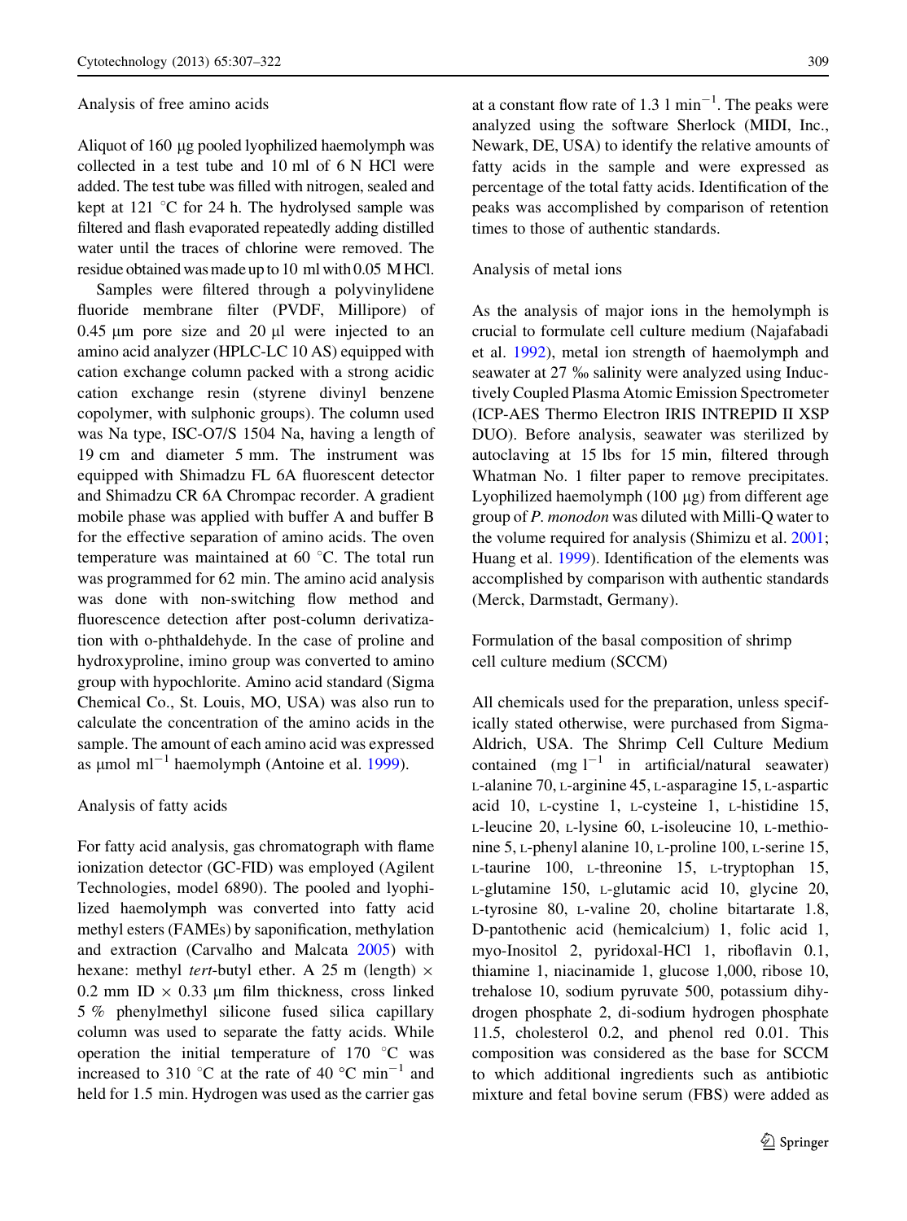### Analysis of free amino acids

Aliquot of 160 μg pooled lyophilized haemolymph was collected in a test tube and 10 ml of 6 N HCl were added. The test tube was filled with nitrogen, sealed and kept at 121 °C for 24 h. The hydrolysed sample was filtered and flash evaporated repeatedly adding distilled water until the traces of chlorine were removed. The residue obtained was made up to 10 ml with 0.05 M HCl.

Samples were filtered through a polyvinylidene fluoride membrane filter (PVDF, Millipore) of 0.45 μm pore size and 20 μl were injected to an amino acid analyzer (HPLC-LC 10 AS) equipped with cation exchange column packed with a strong acidic cation exchange resin (styrene divinyl benzene copolymer, with sulphonic groups). The column used was Na type, ISC-O7/S 1504 Na, having a length of 19 cm and diameter 5 mm. The instrument was equipped with Shimadzu FL 6A fluorescent detector and Shimadzu CR 6A Chrompac recorder. A gradient mobile phase was applied with buffer A and buffer B for the effective separation of amino acids. The oven temperature was maintained at 60 °C. The total run was programmed for 62 min. The amino acid analysis was done with non-switching flow method and fluorescence detection after post-column derivatization with o-phthaldehyde. In the case of proline and hydroxyproline, imino group was converted to amino group with hypochlorite. Amino acid standard (Sigma Chemical Co., St. Louis, MO, USA) was also run to calculate the concentration of the amino acids in the sample. The amount of each amino acid was expressed as μmol $ml^{-1}$ haemolymph (Antoine et al. 1999).

### Analysis of fatty acids

For fatty acid analysis, gas chromatograph with flame ionization detector (GC-FID) was employed (Agilent Technologies, model 6890). The pooled and lyophilized haemolymph was converted into fatty acid methyl esters (FAMEs) by saponification, methylation and extraction (Carvalho and Malcata 2005) with hexane: methyl *tert*-butyl ether. A 25 m (length) × 0.2 mm ID × 0.33 μm film thickness, cross linked 5 % phenylmethyl silicone fused silica capillary column was used to separate the fatty acids. While operation the initial temperature of 170 °C was increased to 310 °C at the rate of 40 °C $min^{-1}$ and held for 1.5 min. Hydrogen was used as the carrier gas at a constant flow rate of 1.3 l $min^{-1}$. The peaks were analyzed using the software Sherlock (MIDI, Inc., Newark, DE, USA) to identify the relative amounts of fatty acids in the sample and were expressed as percentage of the total fatty acids. Identification of the peaks was accomplished by comparison of retention times to those of authentic standards.

### Analysis of metal ions

As the analysis of major ions in the hemolymph is crucial to formulate cell culture medium (Najafabadi et al. 1992), metal ion strength of haemolymph and seawater at 27 ‰ salinity were analyzed using Inductively Coupled Plasma Atomic Emission Spectrometer (ICP-AES Thermo Electron IRIS INTREPID II XSP DUO). Before analysis, seawater was sterilized by autoclaving at 15 lbs for 15 min, filtered through Whatman No. 1 filter paper to remove precipitates. Lyophilized haemolymph (100 μg) from different age group of *P. monodon* was diluted with Milli-Q water to the volume required for analysis (Shimizu et al. 2001; Huang et al. 1999). Identification of the elements was accomplished by comparison with authentic standards (Merck, Darmstadt, Germany).

### Formulation of the basal composition of shrimp cell culture medium (SCCM)

All chemicals used for the preparation, unless specifically stated otherwise, were purchased from Sigma-Aldrich, USA. The Shrimp Cell Culture Medium contained (mg $l^{-1}$ in artificial/natural seawater) L-alanine 70, L-arginine 45, L-asparagine 15, L-aspartic acid 10, L-cystine 1, L-cysteine 1, L-histidine 15, L-leucine 20, L-lysine 60, L-isoleucine 10, L-methionine 5, L-phenyl alanine 10, L-proline 100, L-serine 15, L-taurine 100, L-threonine 15, L-tryptophan 15, L-glutamine 150, L-glutamic acid 10, glycine 20, L-tyrosine 80, L-valine 20, choline bitartarate 1.8, D-pantothenic acid (hemicalcium) 1, folic acid 1, myo-Inositol 2, pyridoxal-HCl 1, riboflavin 0.1, thiamine 1, niacinamide 1, glucose 1,000, ribose 10, trehalose 10, sodium pyruvate 500, potassium dihydrogen phosphate 2, di-sodium hydrogen phosphate 11.5, cholesterol 0.2, and phenol red 0.01. This composition was considered as the base for SCCM to which additional ingredients such as antibiotic mixture and fetal bovine serum (FBS) were added as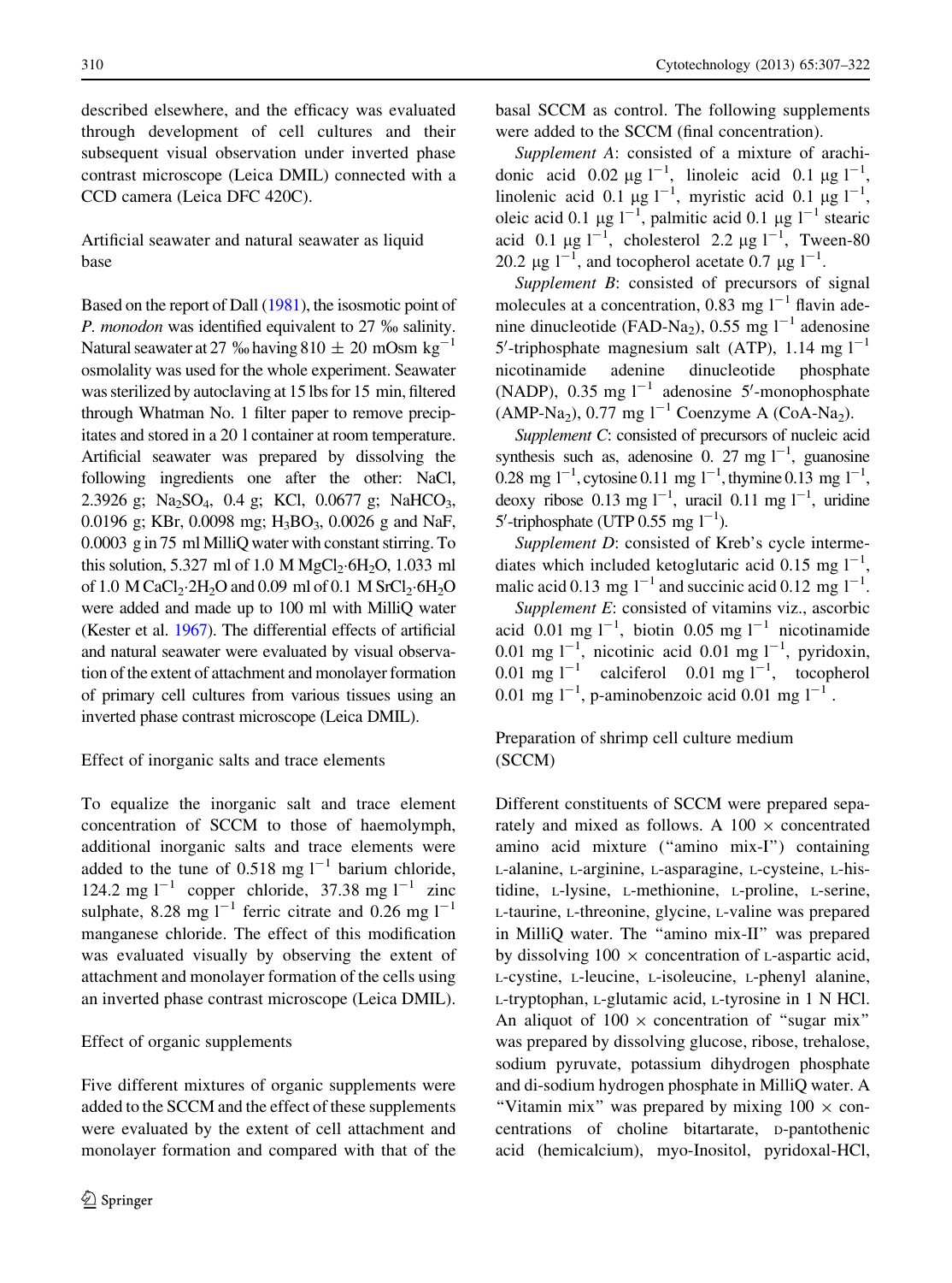described elsewhere, and the efficacy was evaluated through development of cell cultures and their subsequent visual observation under inverted phase contrast microscope (Leica DMIL) connected with a CCD camera (Leica DFC 420C).

## Artificial seawater and natural seawater as liquid base

Based on the report of Dall (1981), the isosmotic point of *P. monodon* was identified equivalent to 27 ‰ salinity. Natural seawater at 27 ‰ having $810 \pm 20$ mOsm $kg^{-1}$ osmolality was used for the whole experiment. Seawater was sterilized by autoclaving at 15 lbs for 15 min, filtered through Whatman No. 1 filter paper to remove precipitates and stored in a 20 l container at room temperature. Artificial seawater was prepared by dissolving the following ingredients one after the other: NaCl, 2.3926 g; $Na_2SO_4$, 0.4 g; KCl, 0.0677 g; $NaHCO_3$, 0.0196 g; KBr, 0.0098 mg; $H_3BO_3$, 0.0026 g and NaF, 0.0003 g in 75 ml MilliQ water with constant stirring. To this solution, 5.327 ml of 1.0 M $MgCl_2{\cdot}6H_2O$, 1.033 ml of 1.0 M $CaCl_2{\cdot}2H_2O$ and 0.09 ml of 0.1 M $SrCl_2{\cdot}6H_2O$ were added and made up to 100 ml with MilliQ water (Kester et al. 1967). The differential effects of artificial and natural seawater were evaluated by visual observation of the extent of attachment and monolayer formation of primary cell cultures from various tissues using an inverted phase contrast microscope (Leica DMIL).

## Effect of inorganic salts and trace elements

To equalize the inorganic salt and trace element concentration of SCCM to those of haemolymph, additional inorganic salts and trace elements were added to the tune of 0.518 mg $l^{-1}$ barium chloride, 124.2 mg $l^{-1}$ copper chloride, 37.38 mg $l^{-1}$ zinc sulphate, 8.28 mg $l^{-1}$ ferric citrate and 0.26 mg $l^{-1}$ manganese chloride. The effect of this modification was evaluated visually by observing the extent of attachment and monolayer formation of the cells using an inverted phase contrast microscope (Leica DMIL).

## Effect of organic supplements

Five different mixtures of organic supplements were added to the SCCM and the effect of these supplements were evaluated by the extent of cell attachment and monolayer formation and compared with that of the basal SCCM as control. The following supplements were added to the SCCM (final concentration).

*Supplement A*: consisted of a mixture of arachidonic acid 0.02 μg $l^{-1}$, linoleic acid 0.1 μg $l^{-1}$, linolenic acid 0.1 μg $l^{-1}$, myristic acid 0.1 μg $l^{-1}$, oleic acid 0.1 μg $l^{-1}$, palmitic acid 0.1 μg $l^{-1}$ stearic acid 0.1 μg $l^{-1}$, cholesterol 2.2 μg $l^{-1}$, Tween-80 20.2 μg $l^{-1}$, and tocopherol acetate 0.7 μg $l^{-1}$.

*Supplement B*: consisting of precursors of signal molecules at a concentration, 0.83 mg $l^{-1}$ flavin adenine dinucleotide (FAD-$Na_2$), 0.55 mg $l^{-1}$ adenosine 5′-triphosphate magnesium salt (ATP), 1.14 mg $l^{-1}$ nicotinamide adenine dinucleotide phosphate (NADP), 0.35 mg $l^{-1}$ adenosine 5′-monophosphate (AMP-$Na_2$), 0.77 mg $l^{-1}$ Coenzyme A (CoA-$Na_2$).

*Supplement C*: consisted of precursors of nucleic acid synthesis such as, adenosine 0. 27 mg $l^{-1}$, guanosine 0.28 mg $l^{-1}$, cytosine 0.11 mg $l^{-1}$, thymine 0.13 mg $l^{-1}$, deoxy ribose 0.13 mg $l^{-1}$, uracil 0.11 mg $l^{-1}$, uridine 5′-triphosphate (UTP 0.55 mg $l^{-1}$).

*Supplement D*: consisted of Kreb's cycle intermediates which included ketoglutaric acid 0.15 mg $l^{-1}$, malic acid 0.13 mg $l^{-1}$ and succinic acid 0.12 mg $l^{-1}$.

*Supplement E*: consisted of vitamins viz., ascorbic acid 0.01 mg $l^{-1}$, biotin 0.05 mg $l^{-1}$ nicotinamide 0.01 mg $l^{-1}$, nicotinic acid 0.01 mg $l^{-1}$, pyridoxin, 0.01 mg $l^{-1}$ calciferol 0.01 mg $l^{-1}$, tocopherol 0.01 mg $l^{-1}$, p-aminobenzoic acid 0.01 mg $l^{-1}$ .

## Preparation of shrimp cell culture medium (SCCM)

Different constituents of SCCM were prepared separately and mixed as follows. A 100 × concentrated amino acid mixture ("amino mix-I") containing L-alanine, L-arginine, L-asparagine, L-cysteine, L-histidine, L-lysine, L-methionine, L-proline, L-serine, L-taurine, L-threonine, glycine, L-valine was prepared in MilliQ water. The "amino mix-II" was prepared by dissolving 100 × concentration of L-aspartic acid, L-cystine, L-leucine, L-isoleucine, L-phenyl alanine, L-tryptophan, L-glutamic acid, L-tyrosine in 1 N HCl. An aliquot of 100 × concentration of "sugar mix" was prepared by dissolving glucose, ribose, trehalose, sodium pyruvate, potassium dihydrogen phosphate and di-sodium hydrogen phosphate in MilliQ water. A "Vitamin mix" was prepared by mixing 100 × concentrations of choline bitartarate, D-pantothenic acid (hemicalcium), myo-Inositol, pyridoxal-HCl,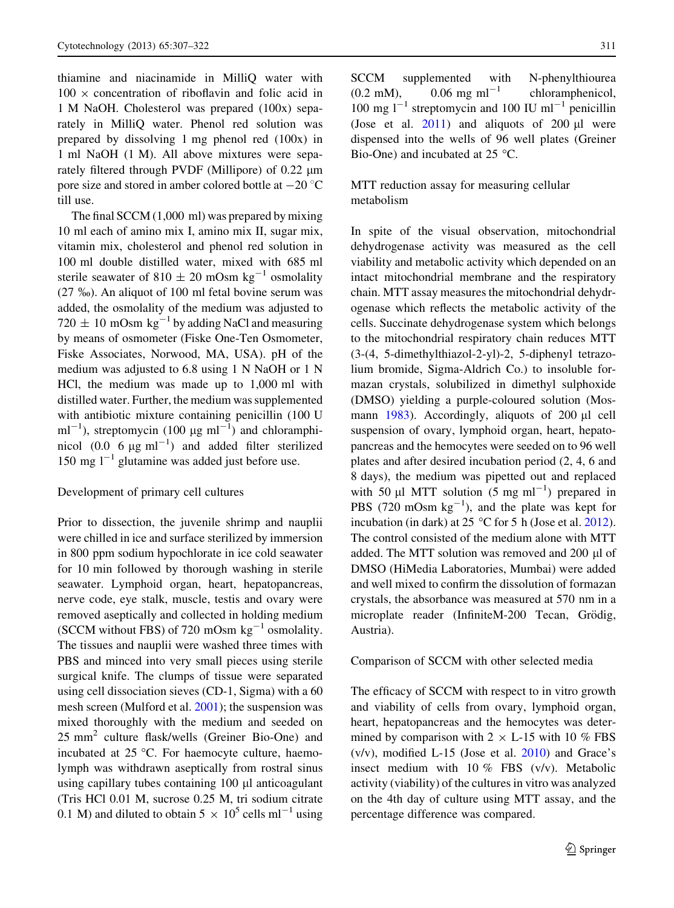thiamine and niacinamide in MilliQ water with $100 \times$ concentration of riboflavin and folic acid in 1 M NaOH. Cholesterol was prepared (100x) separately in MilliQ water. Phenol red solution was prepared by dissolving 1 mg phenol red (100x) in 1 ml NaOH (1 M). All above mixtures were separately filtered through PVDF (Millipore) of 0.22 µm pore size and stored in amber colored bottle at $-20\,^{\circ}$C till use.

The final SCCM (1,000 ml) was prepared by mixing 10 ml each of amino mix I, amino mix II, sugar mix, vitamin mix, cholesterol and phenol red solution in 100 ml double distilled water, mixed with 685 ml sterile seawater of $810 \pm 20$ mOsm kg$^{-1}$ osmolality (27 ‰). An aliquot of 100 ml fetal bovine serum was added, the osmolality of the medium was adjusted to $720 \pm 10$ mOsm kg$^{-1}$ by adding NaCl and measuring by means of osmometer (Fiske One-Ten Osmometer, Fiske Associates, Norwood, MA, USA). pH of the medium was adjusted to 6.8 using 1 N NaOH or 1 N HCl, the medium was made up to 1,000 ml with distilled water. Further, the medium was supplemented with antibiotic mixture containing penicillin (100 U ml$^{-1}$), streptomycin (100 µg ml$^{-1}$) and chloramphinicol (0.0 6 µg ml$^{-1}$) and added filter sterilized 150 mg l$^{-1}$ glutamine was added just before use.

## Development of primary cell cultures

Prior to dissection, the juvenile shrimp and nauplii were chilled in ice and surface sterilized by immersion in 800 ppm sodium hypochlorate in ice cold seawater for 10 min followed by thorough washing in sterile seawater. Lymphoid organ, heart, hepatopancreas, nerve code, eye stalk, muscle, testis and ovary were removed aseptically and collected in holding medium (SCCM without FBS) of 720 mOsm kg$^{-1}$ osmolality. The tissues and nauplii were washed three times with PBS and minced into very small pieces using sterile surgical knife. The clumps of tissue were separated using cell dissociation sieves (CD-1, Sigma) with a 60 mesh screen (Mulford et al. 2001); the suspension was mixed thoroughly with the medium and seeded on 25 mm$^2$ culture flask/wells (Greiner Bio-One) and incubated at 25 °C. For haemocyte culture, haemolymph was withdrawn aseptically from rostral sinus using capillary tubes containing 100 µl anticoagulant (Tris HCl 0.01 M, sucrose 0.25 M, tri sodium citrate 0.1 M) and diluted to obtain $5 \times 10^5$ cells ml$^{-1}$ using SCCM supplemented with N-phenylthiourea (0.2 mM), 0.06 mg ml$^{-1}$ chloramphenicol, 100 mg l$^{-1}$ streptomycin and 100 IU ml$^{-1}$ penicillin (Jose et al. 2011) and aliquots of 200 µl were dispensed into the wells of 96 well plates (Greiner Bio-One) and incubated at 25 °C.

## MTT reduction assay for measuring cellular metabolism

In spite of the visual observation, mitochondrial dehydrogenase activity was measured as the cell viability and metabolic activity which depended on an intact mitochondrial membrane and the respiratory chain. MTT assay measures the mitochondrial dehydrogenase which reflects the metabolic activity of the cells. Succinate dehydrogenase system which belongs to the mitochondrial respiratory chain reduces MTT (3-(4, 5-dimethylthiazol-2-yl)-2, 5-diphenyl tetrazolium bromide, Sigma-Aldrich Co.) to insoluble formazan crystals, solubilized in dimethyl sulphoxide (DMSO) yielding a purple-coloured solution (Mosmann 1983). Accordingly, aliquots of 200 µl cell suspension of ovary, lymphoid organ, heart, hepatopancreas and the hemocytes were seeded on to 96 well plates and after desired incubation period (2, 4, 6 and 8 days), the medium was pipetted out and replaced with 50 µl MTT solution (5 mg ml$^{-1}$) prepared in PBS (720 mOsm kg$^{-1}$), and the plate was kept for incubation (in dark) at 25 °C for 5 h (Jose et al. 2012). The control consisted of the medium alone with MTT added. The MTT solution was removed and 200 µl of DMSO (HiMedia Laboratories, Mumbai) were added and well mixed to confirm the dissolution of formazan crystals, the absorbance was measured at 570 nm in a microplate reader (InfiniteM-200 Tecan, Grödig, Austria).

## Comparison of SCCM with other selected media

The efficacy of SCCM with respect to in vitro growth and viability of cells from ovary, lymphoid organ, heart, hepatopancreas and the hemocytes was determined by comparison with $2 \times$ L-15 with 10 % FBS (v/v), modified L-15 (Jose et al. 2010) and Grace's insect medium with 10 % FBS (v/v). Metabolic activity (viability) of the cultures in vitro was analyzed on the 4th day of culture using MTT assay, and the percentage difference was compared.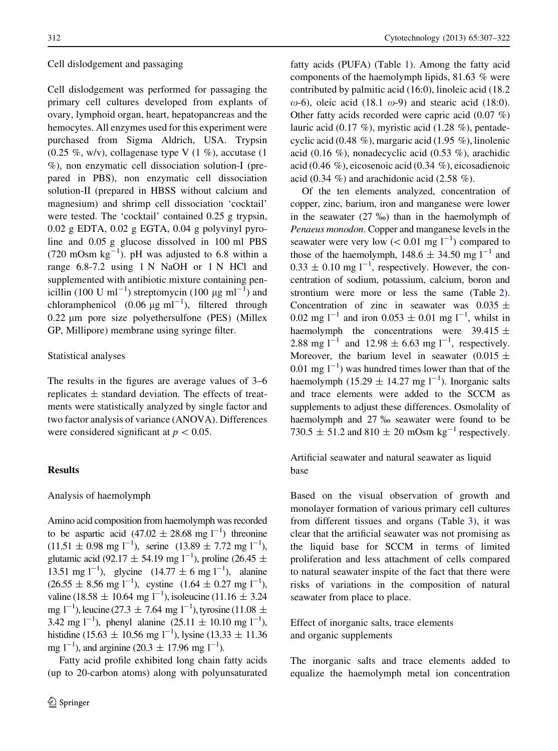### Cell dislodgement and passaging

Cell dislodgement was performed for passaging the primary cell cultures developed from explants of ovary, lymphoid organ, heart, hepatopancreas and the hemocytes. All enzymes used for this experiment were purchased from Sigma Aldrich, USA. Trypsin (0.25 %, w/v), collagenase type V (1 %), accutase (1 %), non enzymatic cell dissociation solution-I (prepared in PBS), non enzymatic cell dissociation solution-II (prepared in HBSS without calcium and magnesium) and shrimp cell dissociation 'cocktail' were tested. The 'cocktail' contained 0.25 g trypsin, 0.02 g EDTA, 0.02 g EGTA, 0.04 g polyvinyl pyroline and 0.05 g glucose dissolved in 100 ml PBS (720 mOsm $kg^{-1}$). pH was adjusted to 6.8 within a range 6.8-7.2 using 1 N NaOH or 1 N HCl and supplemented with antibiotic mixture containing penicillin (100 U $ml^{-1}$) streptomycin (100 μg $ml^{-1}$) and chloramphenicol (0.06 μg $ml^{-1}$), filtered through 0.22 μm pore size polyethersulfone (PES) (Millex GP, Millipore) membrane using syringe filter.

### Statistical analyses

The results in the figures are average values of 3–6 replicates ± standard deviation. The effects of treatments were statistically analyzed by single factor and two factor analysis of variance (ANOVA). Differences were considered significant at $p < 0.05$.

## Results

### Analysis of haemolymph

Amino acid composition from haemolymph was recorded to be aspartic acid (47.02 ± 28.68 mg $l^{-1}$) threonine (11.51 ± 0.98 mg $l^{-1}$), serine (13.89 ± 7.72 mg $l^{-1}$), glutamic acid (92.17 ± 54.19 mg $l^{-1}$), proline (26.45 ± 13.51 mg $l^{-1}$), glycine (14.77 ± 6 mg $l^{-1}$), alanine (26.55 ± 8.56 mg $l^{-1}$), cystine (1.64 ± 0.27 mg $l^{-1}$), valine (18.58 ± 10.64 mg $l^{-1}$), isoleucine (11.16 ± 3.24 mg $l^{-1}$), leucine (27.3 ± 7.64 mg $l^{-1}$), tyrosine (11.08 ± 3.42 mg $l^{-1}$), phenyl alanine (25.11 ± 10.10 mg $l^{-1}$), histidine (15.63 ± 10.56 mg $l^{-1}$), lysine (13.33 ± 11.36 mg $l^{-1}$), and arginine (20.3 ± 17.96 mg $l^{-1}$).

Fatty acid profile exhibited long chain fatty acids (up to 20-carbon atoms) along with polyunsaturated fatty acids (PUFA) (Table 1). Among the fatty acid components of the haemolymph lipids, 81.63 % were contributed by palmitic acid (16:0), linoleic acid (18.2 ω-6), oleic acid (18.1 ω-9) and stearic acid (18:0). Other fatty acids recorded were capric acid (0.07 %) lauric acid (0.17 %), myristic acid (1.28 %), pentadecyclic acid (0.48 %), margaric acid (1.95 %), linolenic acid (0.16 %), nonadecyclic acid (0.53 %), arachidic acid (0.46 %), eicosenoic acid (0.34 %), eicosadienoic acid (0.34 %) and arachidonic acid (2.58 %).

Of the ten elements analyzed, concentration of copper, zinc, barium, iron and manganese were lower in the seawater (27 ‰) than in the haemolymph of *Penaeus monodon*. Copper and manganese levels in the seawater were very low (< 0.01 mg $l^{-1}$) compared to those of the haemolymph, 148.6 ± 34.50 mg $l^{-1}$ and 0.33 ± 0.10 mg $l^{-1}$, respectively. However, the concentration of sodium, potassium, calcium, boron and strontium were more or less the same (Table 2). Concentration of zinc in seawater was 0.035 ± 0.02 mg $l^{-1}$ and iron 0.053 ± 0.01 mg $l^{-1}$, whilst in haemolymph the concentrations were 39.415 ± 2.88 mg $l^{-1}$ and 12.98 ± 6.63 mg $l^{-1}$, respectively. Moreover, the barium level in seawater (0.015 ± 0.01 mg $l^{-1}$) was hundred times lower than that of the haemolymph (15.29 ± 14.27 mg $l^{-1}$). Inorganic salts and trace elements were added to the SCCM as supplements to adjust these differences. Osmolality of haemolymph and 27 ‰ seawater were found to be 730.5 ± 51.2 and 810 ± 20 mOsm $kg^{-1}$ respectively.

### Artificial seawater and natural seawater as liquid base

Based on the visual observation of growth and monolayer formation of various primary cell cultures from different tissues and organs (Table 3), it was clear that the artificial seawater was not promising as the liquid base for SCCM in terms of limited proliferation and less attachment of cells compared to natural seawater inspite of the fact that there were risks of variations in the composition of natural seawater from place to place.

### Effect of inorganic salts, trace elements and organic supplements

The inorganic salts and trace elements added to equalize the haemolymph metal ion concentration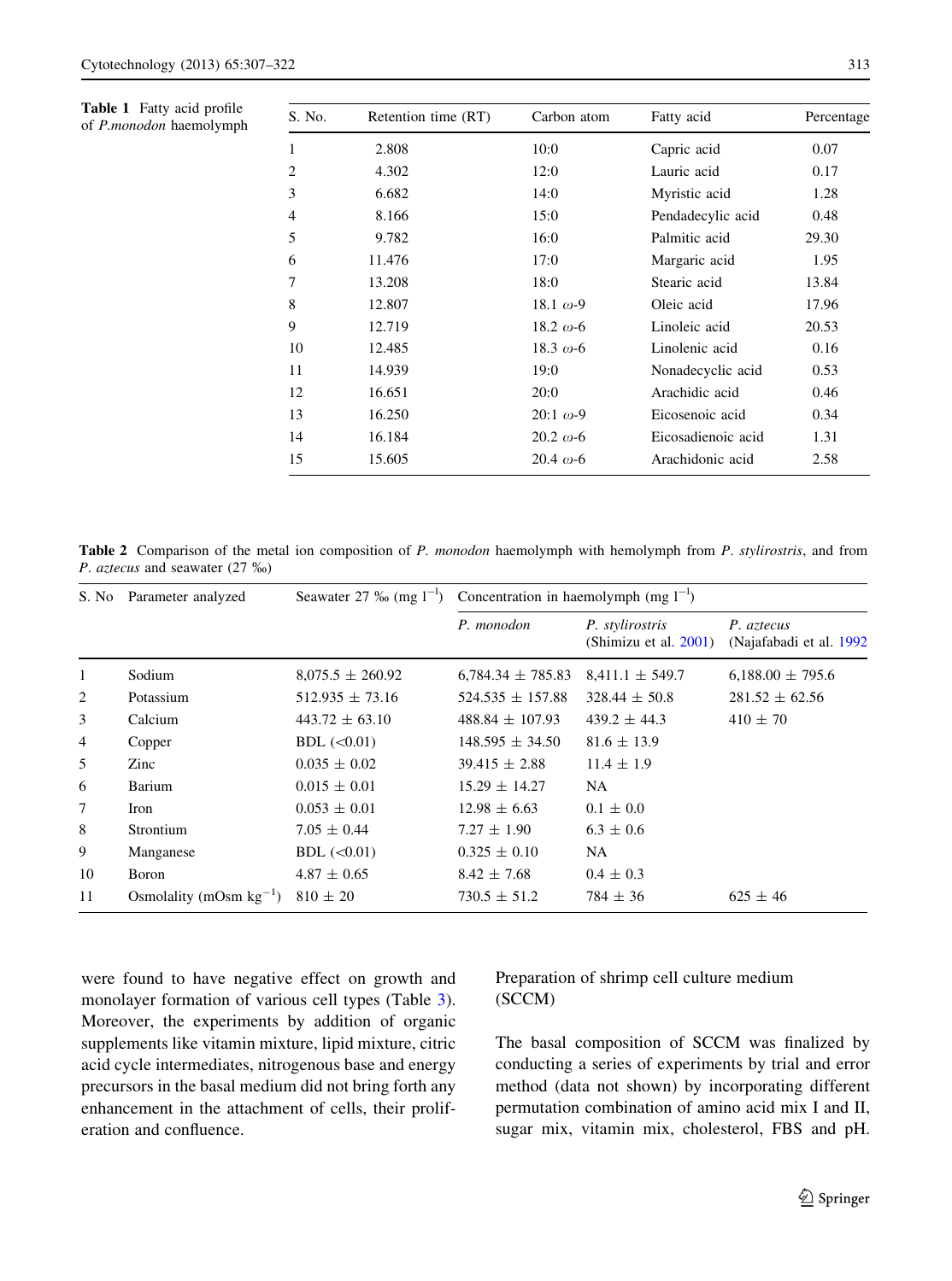**Table 1** Fatty acid profile of *P.monodon* haemolymph

| S. No. | Retention time (RT) | Carbon atom | Fatty acid | Percentage |
|---|---|---|---|---|
| 1 | 2.808 | 10:0 | Capric acid | 0.07 |
| 2 | 4.302 | 12:0 | Lauric acid | 0.17 |
| 3 | 6.682 | 14:0 | Myristic acid | 1.28 |
| 4 | 8.166 | 15:0 | Pendadecylic acid | 0.48 |
| 5 | 9.782 | 16:0 | Palmitic acid | 29.30 |
| 6 | 11.476 | 17:0 | Margaric acid | 1.95 |
| 7 | 13.208 | 18:0 | Stearic acid | 13.84 |
| 8 | 12.807 | 18.1 ω-9 | Oleic acid | 17.96 |
| 9 | 12.719 | 18.2 ω-6 | Linoleic acid | 20.53 |
| 10 | 12.485 | 18.3 ω-6 | Linolenic acid | 0.16 |
| 11 | 14.939 | 19:0 | Nonadecyclic acid | 0.53 |
| 12 | 16.651 | 20:0 | Arachidic acid | 0.46 |
| 13 | 16.250 | 20:1 ω-9 | Eicosenoic acid | 0.34 |
| 14 | 16.184 | 20.2 ω-6 | Eicosadienoic acid | 1.31 |
| 15 | 15.605 | 20.4 ω-6 | Arachidonic acid | 2.58 |

**Table 2** Comparison of the metal ion composition of *P. monodon* haemolymph with hemolymph from *P. stylirostris*, and from *P. aztecus* and seawater (27 ‰)

| S. No | Parameter analyzed | Seawater 27 ‰ (mg $l^{-1}$) | Concentration in haemolymph (mg $l^{-1}$) | | |
|---|---|---|---|---|---|
| | | | *P. monodon* | *P. stylirostris* (Shimizu et al. 2001) | *P. aztecus* (Najafabadi et al. 1992 |
| 1 | Sodium | 8,075.5 ± 260.92 | 6,784.34 ± 785.83 | 8,411.1 ± 549.7 | 6,188.00 ± 795.6 |
| 2 | Potassium | 512.935 ± 73.16 | 524.535 ± 157.88 | 328.44 ± 50.8 | 281.52 ± 62.56 |
| 3 | Calcium | 443.72 ± 63.10 | 488.84 ± 107.93 | 439.2 ± 44.3 | 410 ± 70 |
| 4 | Copper | BDL (<0.01) | 148.595 ± 34.50 | 81.6 ± 13.9 | |
| 5 | Zinc | 0.035 ± 0.02 | 39.415 ± 2.88 | 11.4 ± 1.9 | |
| 6 | Barium | 0.015 ± 0.01 | 15.29 ± 14.27 | NA | |
| 7 | Iron | 0.053 ± 0.01 | 12.98 ± 6.63 | 0.1 ± 0.0 | |
| 8 | Strontium | 7.05 ± 0.44 | 7.27 ± 1.90 | 6.3 ± 0.6 | |
| 9 | Manganese | BDL (<0.01) | 0.325 ± 0.10 | NA | |
| 10 | Boron | 4.87 ± 0.65 | 8.42 ± 7.68 | 0.4 ± 0.3 | |
| 11 | Osmolality (mOsm $kg^{-1}$) | 810 ± 20 | 730.5 ± 51.2 | 784 ± 36 | 625 ± 46 |

were found to have negative effect on growth and monolayer formation of various cell types (Table 3). Moreover, the experiments by addition of organic supplements like vitamin mixture, lipid mixture, citric acid cycle intermediates, nitrogenous base and energy precursors in the basal medium did not bring forth any enhancement in the attachment of cells, their proliferation and confluence.

### Preparation of shrimp cell culture medium (SCCM)

The basal composition of SCCM was finalized by conducting a series of experiments by trial and error method (data not shown) by incorporating different permutation combination of amino acid mix I and II, sugar mix, vitamin mix, cholesterol, FBS and pH.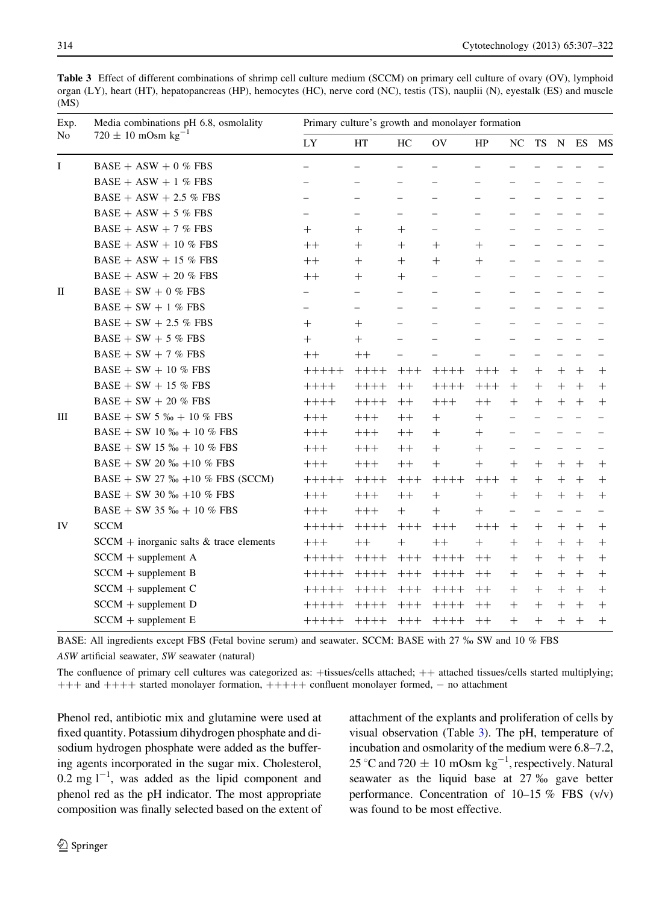**Table 3** Effect of different combinations of shrimp cell culture medium (SCCM) on primary cell culture of ovary (OV), lymphoid organ (LY), heart (HT), hepatopancreas (HP), hemocytes (HC), nerve cord (NC), testis (TS), nauplii (N), eyestalk (ES) and muscle (MS)

| Exp. No | Media combinations pH 6.8, osmolality $720 \pm 10$ mOsm $kg^{-1}$ | Primary culture's growth and monolayer formation | | | | | | | | | |
|---|---|---|---|---|---|---|---|---|---|---|---|
| | | LY | HT | HC | OV | HP | NC | TS | N | ES | MS |
| I | BASE + ASW + 0 % FBS | − | − | − | − | − | − | − | − | − | − |
| | BASE + ASW + 1 % FBS | − | − | − | − | − | − | − | − | − | − |
| | BASE + ASW + 2.5 % FBS | − | − | − | − | − | − | − | − | − | − |
| | BASE + ASW + 5 % FBS | − | − | − | − | − | − | − | − | − | − |
| | BASE + ASW + 7 % FBS | + | + | + | − | − | − | − | − | − | − |
| | BASE + ASW + 10 % FBS | ++ | + | + | + | + | − | − | − | − | − |
| | BASE + ASW + 15 % FBS | ++ | + | + | + | + | − | − | − | − | − |
| | BASE + ASW + 20 % FBS | ++ | + | + | − | − | − | − | − | − | − |
| II | BASE + SW + 0 % FBS | − | − | − | − | − | − | − | − | − | − |
| | BASE + SW + 1 % FBS | − | − | − | − | − | − | − | − | − | − |
| | BASE + SW + 2.5 % FBS | + | + | − | − | − | − | − | − | − | − |
| | BASE + SW + 5 % FBS | + | + | − | − | − | − | − | − | − | − |
| | BASE + SW + 7 % FBS | ++ | ++ | − | − | − | − | − | − | − | − |
| | BASE + SW + 10 % FBS | +++++ | ++++ | +++ | ++++ | +++ | + | + | + | + | + |
| | BASE + SW + 15 % FBS | ++++ | ++++ | ++ | ++++ | +++ | + | + | + | + | + |
| | BASE + SW + 20 % FBS | ++++ | ++++ | ++ | +++ | ++ | + | + | + | + | + |
| III | BASE + SW 5 ‰ + 10 % FBS | +++ | +++ | ++ | + | + | − | − | − | − | − |
| | BASE + SW 10 ‰ + 10 % FBS | +++ | +++ | ++ | + | + | − | − | − | − | − |
| | BASE + SW 15 ‰ + 10 % FBS | +++ | +++ | ++ | + | + | − | − | − | − | − |
| | BASE + SW 20 ‰ +10 % FBS | +++ | +++ | ++ | + | + | + | + | + | + | + |
| | BASE + SW 27 ‰ +10 % FBS (SCCM) | +++++ | ++++ | +++ | ++++ | +++ | + | + | + | + | + |
| | BASE + SW 30 ‰ +10 % FBS | +++ | +++ | ++ | + | + | + | + | + | + | + |
| | BASE + SW 35 ‰ + 10 % FBS | +++ | +++ | + | + | + | − | − | − | − | − |
| IV | SCCM | +++++ | ++++ | +++ | +++ | +++ | + | + | + | + | + |
| | SCCM + inorganic salts & trace elements | +++ | ++ | + | ++ | + | + | + | + | + | + |
| | SCCM + supplement A | +++++ | ++++ | +++ | ++++ | ++ | + | + | + | + | + |
| | SCCM + supplement B | +++++ | ++++ | +++ | ++++ | ++ | + | + | + | + | + |
| | SCCM + supplement C | +++++ | ++++ | +++ | ++++ | ++ | + | + | + | + | + |
| | SCCM + supplement D | +++++ | ++++ | +++ | ++++ | ++ | + | + | + | + | + |
| | SCCM + supplement E | +++++ | ++++ | +++ | ++++ | ++ | + | + | + | + | + |

BASE: All ingredients except FBS (Fetal bovine serum) and seawater. SCCM: BASE with 27 ‰ SW and 10 % FBS

*ASW* artificial seawater, *SW* seawater (natural)

The confluence of primary cell cultures was categorized as: +tissues/cells attached; ++ attached tissues/cells started multiplying; +++ and ++++ started monolayer formation, +++++ confluent monolayer formed, − no attachment

Phenol red, antibiotic mix and glutamine were used at fixed quantity. Potassium dihydrogen phosphate and di-sodium hydrogen phosphate were added as the buffering agents incorporated in the sugar mix. Cholesterol, 0.2 mg $l^{-1}$, was added as the lipid component and phenol red as the pH indicator. The most appropriate composition was finally selected based on the extent of attachment of the explants and proliferation of cells by visual observation (Table 3). The pH, temperature of incubation and osmolarity of the medium were 6.8–7.2, 25 °C and $720 \pm 10$ mOsm $kg^{-1}$, respectively. Natural seawater as the liquid base at 27 ‰ gave better performance. Concentration of 10–15 % FBS (v/v) was found to be most effective.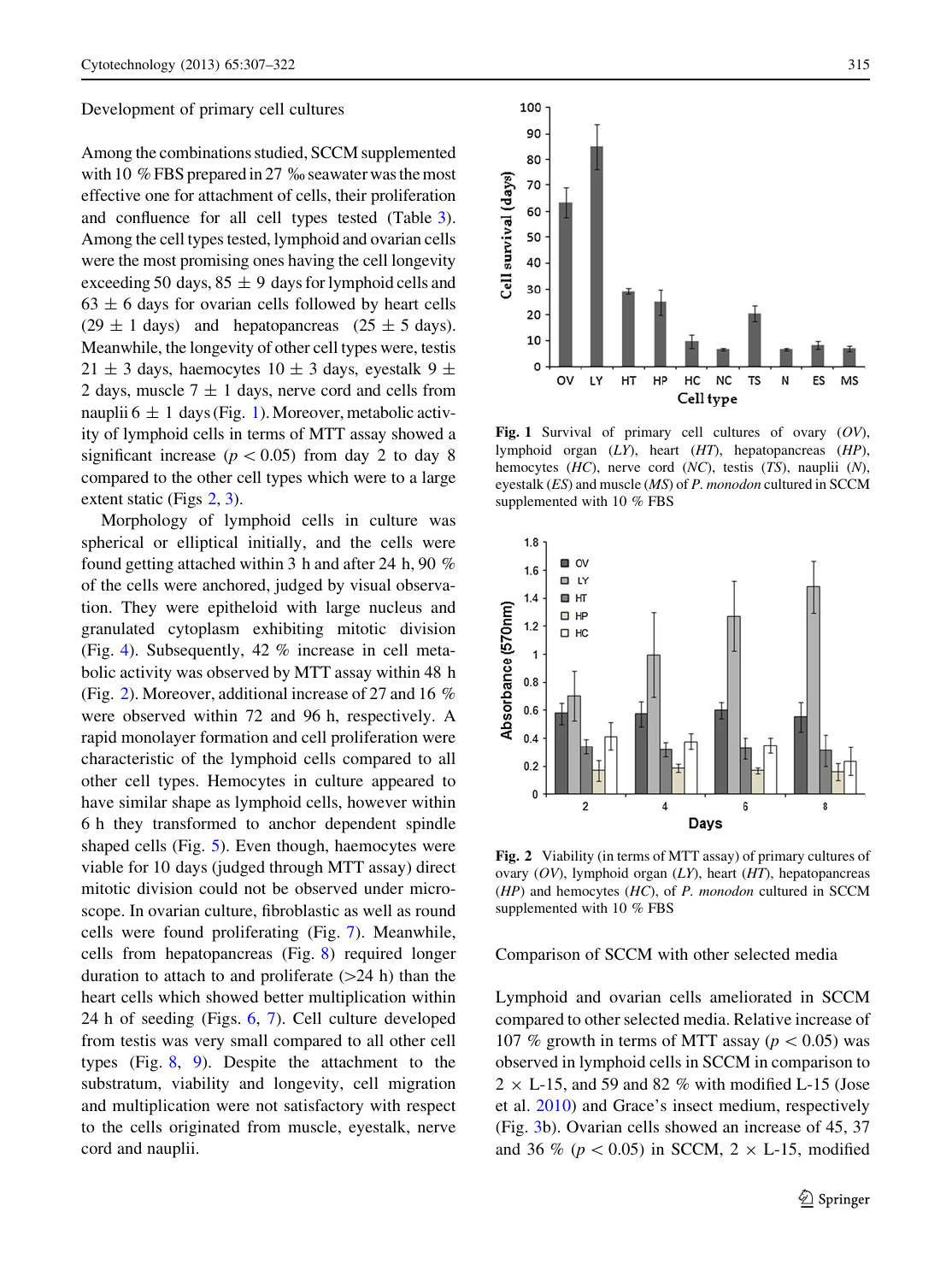Development of primary cell cultures

Among the combinations studied, SCCM supplemented with 10 % FBS prepared in 27 ‰ seawater was the most effective one for attachment of cells, their proliferation and confluence for all cell types tested (Table 3). Among the cell types tested, lymphoid and ovarian cells were the most promising ones having the cell longevity exceeding 50 days, 85 ± 9 days for lymphoid cells and 63 ± 6 days for ovarian cells followed by heart cells (29 ± 1 days) and hepatopancreas (25 ± 5 days). Meanwhile, the longevity of other cell types were, testis 21 ± 3 days, haemocytes 10 ± 3 days, eyestalk 9 ± 2 days, muscle 7 ± 1 days, nerve cord and cells from nauplii 6 ± 1 days (Fig. 1). Moreover, metabolic activity of lymphoid cells in terms of MTT assay showed a significant increase ($p < 0.05$) from day 2 to day 8 compared to the other cell types which were to a large extent static (Figs 2, 3).

Morphology of lymphoid cells in culture was spherical or elliptical initially, and the cells were found getting attached within 3 h and after 24 h, 90 % of the cells were anchored, judged by visual observation. They were epitheloid with large nucleus and granulated cytoplasm exhibiting mitotic division (Fig. 4). Subsequently, 42 % increase in cell metabolic activity was observed by MTT assay within 48 h (Fig. 2). Moreover, additional increase of 27 and 16 % were observed within 72 and 96 h, respectively. A rapid monolayer formation and cell proliferation were characteristic of the lymphoid cells compared to all other cell types. Hemocytes in culture appeared to have similar shape as lymphoid cells, however within 6 h they transformed to anchor dependent spindle shaped cells (Fig. 5). Even though, haemocytes were viable for 10 days (judged through MTT assay) direct mitotic division could not be observed under microscope. In ovarian culture, fibroblastic as well as round cells were found proliferating (Fig. 7). Meanwhile, cells from hepatopancreas (Fig. 8) required longer duration to attach to and proliferate (>24 h) than the heart cells which showed better multiplication within 24 h of seeding (Figs. 6, 7). Cell culture developed from testis was very small compared to all other cell types (Fig. 8, 9). Despite the attachment to the substratum, viability and longevity, cell migration and multiplication were not satisfactory with respect to the cells originated from muscle, eyestalk, nerve cord and nauplii.

**Fig. 1** Survival of primary cell cultures of ovary (*OV*), lymphoid organ (*LY*), heart (*HT*), hepatopancreas (*HP*), hemocytes (*HC*), nerve cord (*NC*), testis (*TS*), nauplii (*N*), eyestalk (*ES*) and muscle (*MS*) of *P. monodon* cultured in SCCM supplemented with 10 % FBS

**Fig. 2** Viability (in terms of MTT assay) of primary cultures of ovary (*OV*), lymphoid organ (*LY*), heart (*HT*), hepatopancreas (*HP*) and hemocytes (*HC*), of *P. monodon* cultured in SCCM supplemented with 10 % FBS

Comparison of SCCM with other selected media

Lymphoid and ovarian cells ameliorated in SCCM compared to other selected media. Relative increase of 107 % growth in terms of MTT assay ($p < 0.05$) was observed in lymphoid cells in SCCM in comparison to 2 × L-15, and 59 and 82 % with modified L-15 (Jose et al. 2010) and Grace's insect medium, respectively (Fig. 3b). Ovarian cells showed an increase of 45, 37 and 36 % ($p < 0.05$) in SCCM, 2 × L-15, modified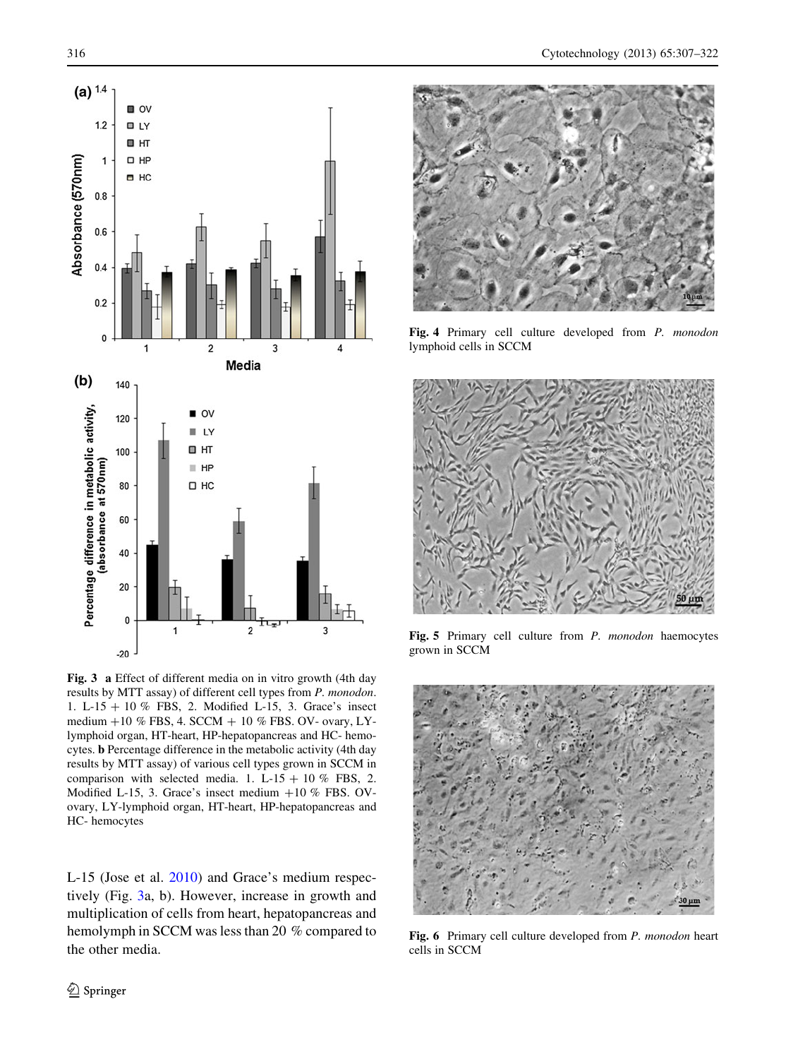**Fig. 3** **a** Effect of different media on in vitro growth (4th day results by MTT assay) of different cell types from *P. monodon*. 1. L-15 + 10 % FBS, 2. Modified L-15, 3. Grace's insect medium +10 % FBS, 4. SCCM + 10 % FBS. OV- ovary, LY- lymphoid organ, HT-heart, HP-hepatopancreas and HC- hemocytes. **b** Percentage difference in the metabolic activity (4th day results by MTT assay) of various cell types grown in SCCM in comparison with selected media. 1. L-15 + 10 % FBS, 2. Modified L-15, 3. Grace's insect medium +10 % FBS. OV-ovary, LY-lymphoid organ, HT-heart, HP-hepatopancreas and HC- hemocytes

L-15 (Jose et al. 2010) and Grace's medium respectively (Fig. 3a, b). However, increase in growth and multiplication of cells from heart, hepatopancreas and hemolymph in SCCM was less than 20 % compared to the other media.

**Fig. 4** Primary cell culture developed from *P. monodon* lymphoid cells in SCCM

**Fig. 5** Primary cell culture from *P. monodon* haemocytes grown in SCCM

**Fig. 6** Primary cell culture developed from *P. monodon* heart cells in SCCM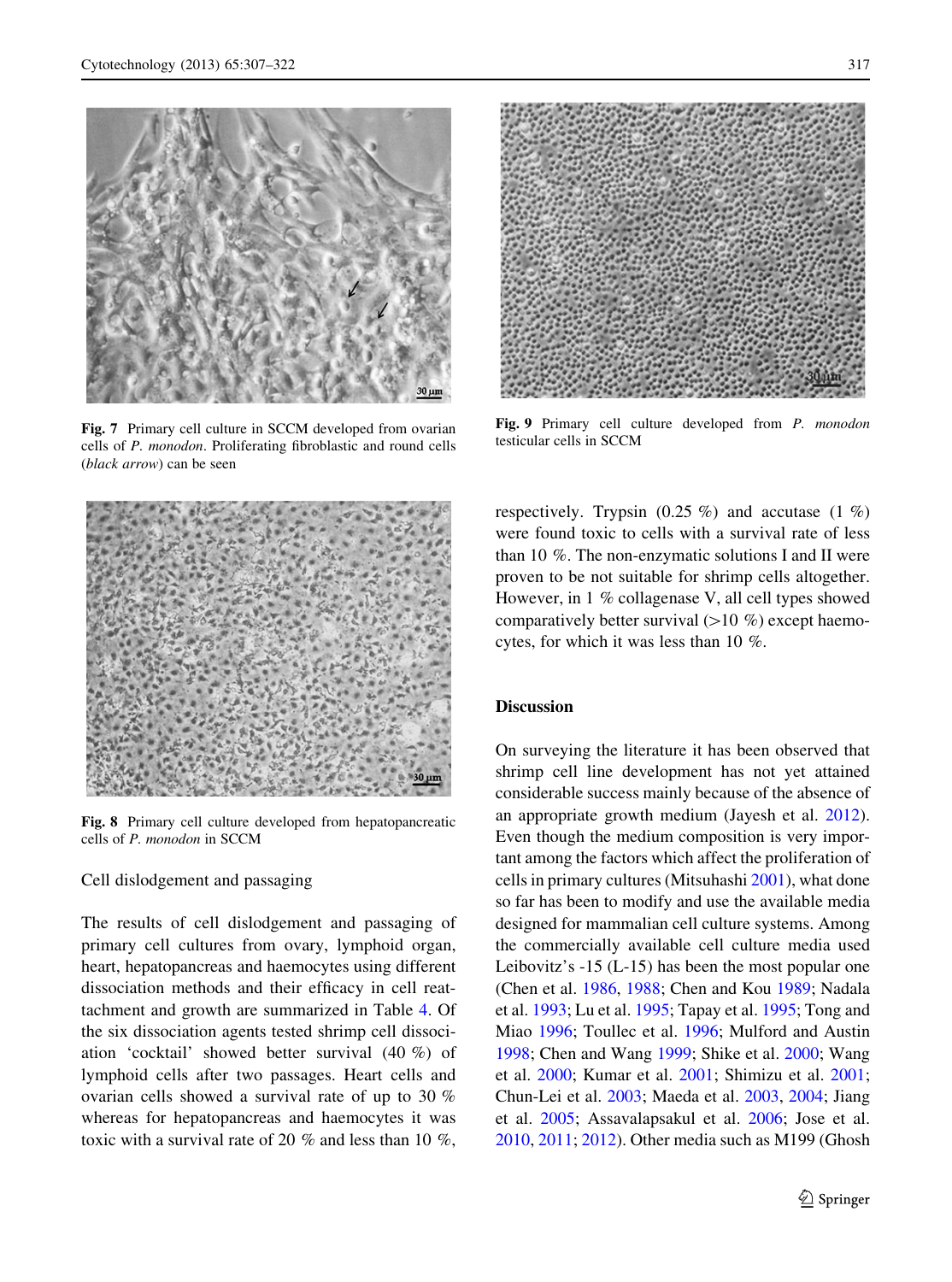Fig. 7 Primary cell culture in SCCM developed from ovarian cells of *P. monodon*. Proliferating fibroblastic and round cells (*black arrow*) can be seen

Fig. 9 Primary cell culture developed from *P. monodon* testicular cells in SCCM

Fig. 8 Primary cell culture developed from hepatopancreatic cells of *P. monodon* in SCCM

### Cell dislodgement and passaging

The results of cell dislodgement and passaging of primary cell cultures from ovary, lymphoid organ, heart, hepatopancreas and haemocytes using different dissociation methods and their efficacy in cell reattachment and growth are summarized in Table 4. Of the six dissociation agents tested shrimp cell dissociation 'cocktail' showed better survival (40 %) of lymphoid cells after two passages. Heart cells and ovarian cells showed a survival rate of up to 30 % whereas for hepatopancreas and haemocytes it was toxic with a survival rate of 20 % and less than 10 %, respectively. Trypsin (0.25 %) and accutase (1 %) were found toxic to cells with a survival rate of less than 10 %. The non-enzymatic solutions I and II were proven to be not suitable for shrimp cells altogether. However, in 1 % collagenase V, all cell types showed comparatively better survival (>10 %) except haemocytes, for which it was less than 10 %.

## Discussion

On surveying the literature it has been observed that shrimp cell line development has not yet attained considerable success mainly because of the absence of an appropriate growth medium (Jayesh et al. 2012). Even though the medium composition is very important among the factors which affect the proliferation of cells in primary cultures (Mitsuhashi 2001), what done so far has been to modify and use the available media designed for mammalian cell culture systems. Among the commercially available cell culture media used Leibovitz's -15 (L-15) has been the most popular one (Chen et al. 1986, 1988; Chen and Kou 1989; Nadala et al. 1993; Lu et al. 1995; Tapay et al. 1995; Tong and Miao 1996; Toullec et al. 1996; Mulford and Austin 1998; Chen and Wang 1999; Shike et al. 2000; Wang et al. 2000; Kumar et al. 2001; Shimizu et al. 2001; Chun-Lei et al. 2003; Maeda et al. 2003, 2004; Jiang et al. 2005; Assavalapsakul et al. 2006; Jose et al. 2010, 2011; 2012). Other media such as M199 (Ghosh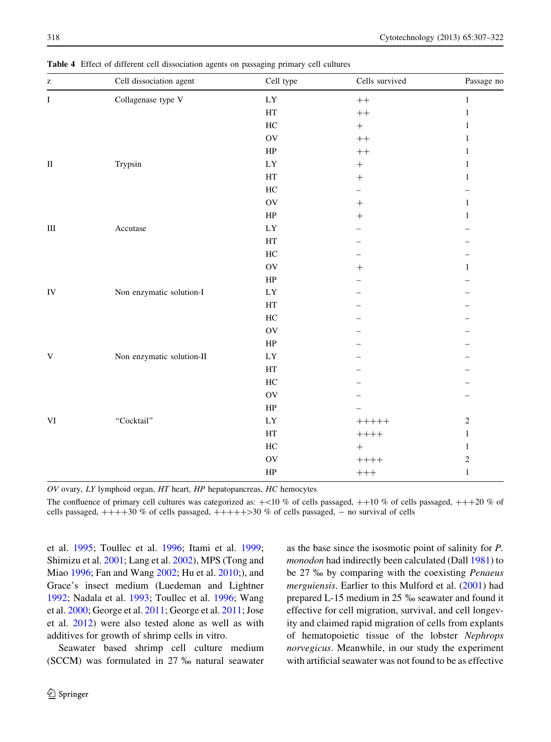**Table 4** Effect of different cell dissociation agents on passaging primary cell cultures

| z | Cell dissociation agent | Cell type | Cells survived | Passage no |
|---|---|---|---|---|
| I | Collagenase type V | LY | ++ | 1 |
| | | HT | ++ | 1 |
| | | HC | + | 1 |
| | | OV | ++ | 1 |
| | | HP | ++ | 1 |
| II | Trypsin | LY | + | 1 |
| | | HT | + | 1 |
| | | HC | – | – |
| | | OV | + | 1 |
| | | HP | + | 1 |
| III | Accutase | LY | – | – |
| | | HT | – | – |
| | | HC | – | – |
| | | OV | + | 1 |
| | | HP | – | – |
| IV | Non enzymatic solution-I | LY | – | – |
| | | HT | – | – |
| | | HC | – | – |
| | | OV | – | – |
| | | HP | – | – |
| V | Non enzymatic solution-II | LY | – | – |
| | | HT | – | – |
| | | HC | – | – |
| | | OV | – | – |
| | | HP | – | |
| VI | "Cocktail" | LY | +++++ | 2 |
| | | HT | ++++ | 1 |
| | | HC | + | 1 |
| | | OV | ++++ | 2 |
| | | HP | +++ | 1 |

*OV* ovary, *LY* lymphoid organ, *HT* heart, *HP* hepatopancreas, *HC* hemocytes

The confluence of primary cell cultures was categorized as: +<10 % of cells passaged, ++10 % of cells passaged, +++20 % of cells passaged, ++++30 % of cells passaged, +++++>30 % of cells passaged, − no survival of cells

et al. 1995; Toullec et al. 1996; Itami et al. 1999; Shimizu et al. 2001; Lang et al. 2002), MPS (Tong and Miao 1996; Fan and Wang 2002; Hu et al. 2010;), and Grace's insect medium (Luedeman and Lightner 1992; Nadala et al. 1993; Toullec et al. 1996; Wang et al. 2000; George et al. 2011; George et al. 2011; Jose et al. 2012) were also tested alone as well as with additives for growth of shrimp cells in vitro.

Seawater based shrimp cell culture medium (SCCM) was formulated in 27 ‰ natural seawater as the base since the isosmotic point of salinity for *P. monodon* had indirectly been calculated (Dall 1981) to be 27 ‰ by comparing with the coexisting *Penaeus merguiensis*. Earlier to this Mulford et al. (2001) had prepared L-15 medium in 25 ‰ seawater and found it effective for cell migration, survival, and cell longevity and claimed rapid migration of cells from explants of hematopoietic tissue of the lobster *Nephrops norvegicus*. Meanwhile, in our study the experiment with artificial seawater was not found to be as effective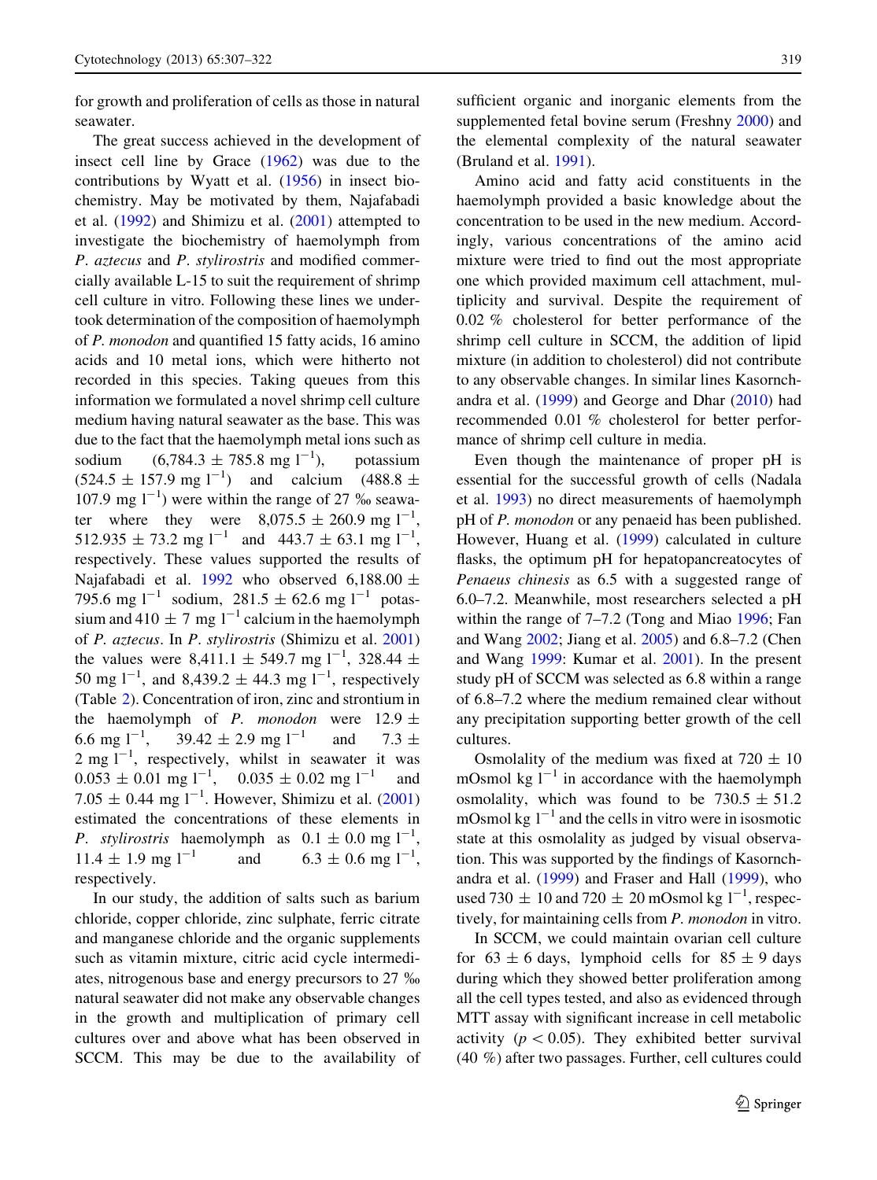for growth and proliferation of cells as those in natural seawater.

The great success achieved in the development of insect cell line by Grace (1962) was due to the contributions by Wyatt et al. (1956) in insect biochemistry. May be motivated by them, Najafabadi et al. (1992) and Shimizu et al. (2001) attempted to investigate the biochemistry of haemolymph from *P. aztecus* and *P. stylirostris* and modified commercially available L-15 to suit the requirement of shrimp cell culture in vitro. Following these lines we undertook determination of the composition of haemolymph of *P. monodon* and quantified 15 fatty acids, 16 amino acids and 10 metal ions, which were hitherto not recorded in this species. Taking queues from this information we formulated a novel shrimp cell culture medium having natural seawater as the base. This was due to the fact that the haemolymph metal ions such as sodium ($6{,}784.3 \pm 785.8$ mg $l^{-1}$), potassium ($524.5 \pm 157.9$ mg $l^{-1}$) and calcium ($488.8 \pm 107.9$ mg $l^{-1}$) were within the range of 27 ‰ seawater where they were $8{,}075.5 \pm 260.9$ mg $l^{-1}$, $512.935 \pm 73.2$ mg $l^{-1}$ and $443.7 \pm 63.1$ mg $l^{-1}$, respectively. These values supported the results of Najafabadi et al. 1992 who observed $6{,}188.00 \pm 795.6$ mg $l^{-1}$ sodium, $281.5 \pm 62.6$ mg $l^{-1}$ potassium and $410 \pm 7$ mg $l^{-1}$ calcium in the haemolymph of *P. aztecus*. In *P. stylirostris* (Shimizu et al. 2001) the values were $8{,}411.1 \pm 549.7$ mg $l^{-1}$, $328.44 \pm 50$ mg $l^{-1}$, and $8{,}439.2 \pm 44.3$ mg $l^{-1}$, respectively (Table 2). Concentration of iron, zinc and strontium in the haemolymph of *P. monodon* were $12.9 \pm 6.6$ mg $l^{-1}$, $39.42 \pm 2.9$ mg $l^{-1}$ and $7.3 \pm 2$ mg $l^{-1}$, respectively, whilst in seawater it was $0.053 \pm 0.01$ mg $l^{-1}$, $0.035 \pm 0.02$ mg $l^{-1}$ and $7.05 \pm 0.44$ mg $l^{-1}$. However, Shimizu et al. (2001) estimated the concentrations of these elements in *P. stylirostris* haemolymph as $0.1 \pm 0.0$ mg $l^{-1}$, $11.4 \pm 1.9$ mg $l^{-1}$ and $6.3 \pm 0.6$ mg $l^{-1}$, respectively.

In our study, the addition of salts such as barium chloride, copper chloride, zinc sulphate, ferric citrate and manganese chloride and the organic supplements such as vitamin mixture, citric acid cycle intermediates, nitrogenous base and energy precursors to 27 ‰ natural seawater did not make any observable changes in the growth and multiplication of primary cell cultures over and above what has been observed in SCCM. This may be due to the availability of sufficient organic and inorganic elements from the supplemented fetal bovine serum (Freshny 2000) and the elemental complexity of the natural seawater (Bruland et al. 1991).

Amino acid and fatty acid constituents in the haemolymph provided a basic knowledge about the concentration to be used in the new medium. Accordingly, various concentrations of the amino acid mixture were tried to find out the most appropriate one which provided maximum cell attachment, multiplicity and survival. Despite the requirement of 0.02 % cholesterol for better performance of the shrimp cell culture in SCCM, the addition of lipid mixture (in addition to cholesterol) did not contribute to any observable changes. In similar lines Kasornchandra et al. (1999) and George and Dhar (2010) had recommended 0.01 % cholesterol for better performance of shrimp cell culture in media.

Even though the maintenance of proper pH is essential for the successful growth of cells (Nadala et al. 1993) no direct measurements of haemolymph pH of *P. monodon* or any penaeid has been published. However, Huang et al. (1999) calculated in culture flasks, the optimum pH for hepatopancreatocytes of *Penaeus chinesis* as 6.5 with a suggested range of 6.0–7.2. Meanwhile, most researchers selected a pH within the range of 7–7.2 (Tong and Miao 1996; Fan and Wang 2002; Jiang et al. 2005) and 6.8–7.2 (Chen and Wang 1999: Kumar et al. 2001). In the present study pH of SCCM was selected as 6.8 within a range of 6.8–7.2 where the medium remained clear without any precipitation supporting better growth of the cell cultures.

Osmolality of the medium was fixed at $720 \pm 10$ mOsmol kg $l^{-1}$ in accordance with the haemolymph osmolality, which was found to be $730.5 \pm 51.2$ mOsmol kg $l^{-1}$ and the cells in vitro were in isosmotic state at this osmolality as judged by visual observation. This was supported by the findings of Kasornchandra et al. (1999) and Fraser and Hall (1999), who used $730 \pm 10$ and $720 \pm 20$ mOsmol kg $l^{-1}$, respectively, for maintaining cells from *P. monodon* in vitro.

In SCCM, we could maintain ovarian cell culture for $63 \pm 6$ days, lymphoid cells for $85 \pm 9$ days during which they showed better proliferation among all the cell types tested, and also as evidenced through MTT assay with significant increase in cell metabolic activity ($p < 0.05$). They exhibited better survival (40 %) after two passages. Further, cell cultures could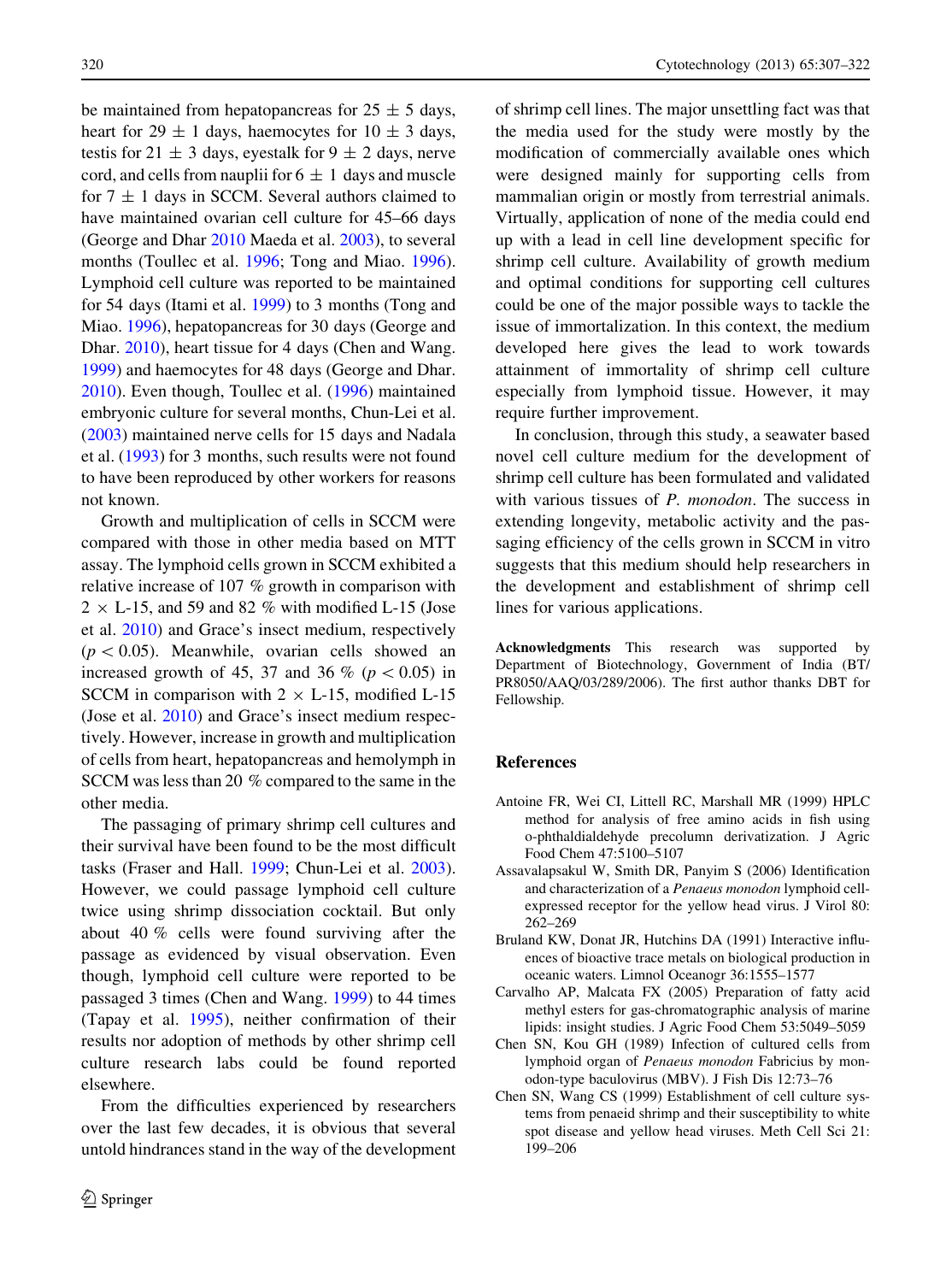be maintained from hepatopancreas for 25 ± 5 days, heart for 29 ± 1 days, haemocytes for 10 ± 3 days, testis for 21 ± 3 days, eyestalk for 9 ± 2 days, nerve cord, and cells from nauplii for 6 ± 1 days and muscle for 7 ± 1 days in SCCM. Several authors claimed to have maintained ovarian cell culture for 45–66 days (George and Dhar 2010 Maeda et al. 2003), to several months (Toullec et al. 1996; Tong and Miao. 1996). Lymphoid cell culture was reported to be maintained for 54 days (Itami et al. 1999) to 3 months (Tong and Miao. 1996), hepatopancreas for 30 days (George and Dhar. 2010), heart tissue for 4 days (Chen and Wang. 1999) and haemocytes for 48 days (George and Dhar. 2010). Even though, Toullec et al. (1996) maintained embryonic culture for several months, Chun-Lei et al. (2003) maintained nerve cells for 15 days and Nadala et al. (1993) for 3 months, such results were not found to have been reproduced by other workers for reasons not known.

Growth and multiplication of cells in SCCM were compared with those in other media based on MTT assay. The lymphoid cells grown in SCCM exhibited a relative increase of 107 % growth in comparison with 2 × L-15, and 59 and 82 % with modified L-15 (Jose et al. 2010) and Grace's insect medium, respectively ($p < 0.05$). Meanwhile, ovarian cells showed an increased growth of 45, 37 and 36 % ($p < 0.05$) in SCCM in comparison with 2 × L-15, modified L-15 (Jose et al. 2010) and Grace's insect medium respectively. However, increase in growth and multiplication of cells from heart, hepatopancreas and hemolymph in SCCM was less than 20 % compared to the same in the other media.

The passaging of primary shrimp cell cultures and their survival have been found to be the most difficult tasks (Fraser and Hall. 1999; Chun-Lei et al. 2003). However, we could passage lymphoid cell culture twice using shrimp dissociation cocktail. But only about 40 % cells were found surviving after the passage as evidenced by visual observation. Even though, lymphoid cell culture were reported to be passaged 3 times (Chen and Wang. 1999) to 44 times (Tapay et al. 1995), neither confirmation of their results nor adoption of methods by other shrimp cell culture research labs could be found reported elsewhere.

From the difficulties experienced by researchers over the last few decades, it is obvious that several untold hindrances stand in the way of the development of shrimp cell lines. The major unsettling fact was that the media used for the study were mostly by the modification of commercially available ones which were designed mainly for supporting cells from mammalian origin or mostly from terrestrial animals. Virtually, application of none of the media could end up with a lead in cell line development specific for shrimp cell culture. Availability of growth medium and optimal conditions for supporting cell cultures could be one of the major possible ways to tackle the issue of immortalization. In this context, the medium developed here gives the lead to work towards attainment of immortality of shrimp cell culture especially from lymphoid tissue. However, it may require further improvement.

In conclusion, through this study, a seawater based novel cell culture medium for the development of shrimp cell culture has been formulated and validated with various tissues of *P. monodon*. The success in extending longevity, metabolic activity and the passaging efficiency of the cells grown in SCCM in vitro suggests that this medium should help researchers in the development and establishment of shrimp cell lines for various applications.

**Acknowledgments** This research was supported by Department of Biotechnology, Government of India (BT/PR8050/AAQ/03/289/2006). The first author thanks DBT for Fellowship.

## References

Antoine FR, Wei CI, Littell RC, Marshall MR (1999) HPLC method for analysis of free amino acids in fish using o-phthaldialdehyde precolumn derivatization. J Agric Food Chem 47:5100–5107

Assavalapsakul W, Smith DR, Panyim S (2006) Identification and characterization of a *Penaeus monodon* lymphoid cell-expressed receptor for the yellow head virus. J Virol 80: 262–269

Bruland KW, Donat JR, Hutchins DA (1991) Interactive influences of bioactive trace metals on biological production in oceanic waters. Limnol Oceanogr 36:1555–1577

Carvalho AP, Malcata FX (2005) Preparation of fatty acid methyl esters for gas-chromatographic analysis of marine lipids: insight studies. J Agric Food Chem 53:5049–5059

Chen SN, Kou GH (1989) Infection of cultured cells from lymphoid organ of *Penaeus monodon* Fabricius by monodon-type baculovirus (MBV). J Fish Dis 12:73–76

Chen SN, Wang CS (1999) Establishment of cell culture systems from penaeid shrimp and their susceptibility to white spot disease and yellow head viruses. Meth Cell Sci 21: 199–206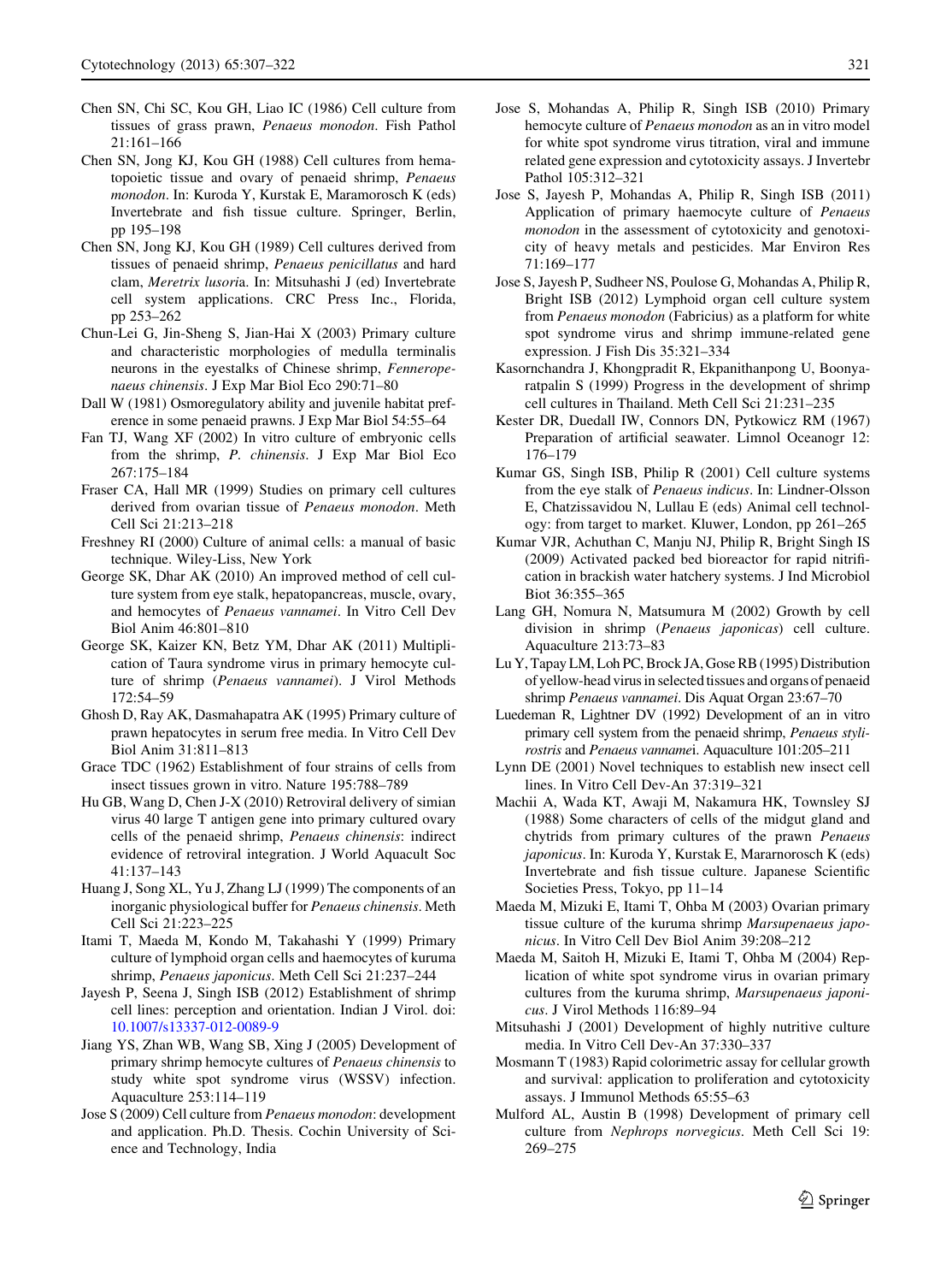Chen SN, Chi SC, Kou GH, Liao IC (1986) Cell culture from tissues of grass prawn, *Penaeus monodon*. Fish Pathol 21:161–166

Chen SN, Jong KJ, Kou GH (1988) Cell cultures from hematopoietic tissue and ovary of penaeid shrimp, *Penaeus monodon*. In: Kuroda Y, Kurstak E, Maramorosch K (eds) Invertebrate and fish tissue culture. Springer, Berlin, pp 195–198

Chen SN, Jong KJ, Kou GH (1989) Cell cultures derived from tissues of penaeid shrimp, *Penaeus penicillatus* and hard clam, *Meretrix lusoria*. In: Mitsuhashi J (ed) Invertebrate cell system applications. CRC Press Inc., Florida, pp 253–262

Chun-Lei G, Jin-Sheng S, Jian-Hai X (2003) Primary culture and characteristic morphologies of medulla terminalis neurons in the eyestalks of Chinese shrimp, *Fenneropenaeus chinensis*. J Exp Mar Biol Eco 290:71–80

Dall W (1981) Osmoregulatory ability and juvenile habitat preference in some penaeid prawns. J Exp Mar Biol 54:55–64

Fan TJ, Wang XF (2002) In vitro culture of embryonic cells from the shrimp, *P. chinensis*. J Exp Mar Biol Eco 267:175–184

Fraser CA, Hall MR (1999) Studies on primary cell cultures derived from ovarian tissue of *Penaeus monodon*. Meth Cell Sci 21:213–218

Freshney RI (2000) Culture of animal cells: a manual of basic technique. Wiley-Liss, New York

George SK, Dhar AK (2010) An improved method of cell culture system from eye stalk, hepatopancreas, muscle, ovary, and hemocytes of *Penaeus vannamei*. In Vitro Cell Dev Biol Anim 46:801–810

George SK, Kaizer KN, Betz YM, Dhar AK (2011) Multiplication of Taura syndrome virus in primary hemocyte culture of shrimp (*Penaeus vannamei*). J Virol Methods 172:54–59

Ghosh D, Ray AK, Dasmahapatra AK (1995) Primary culture of prawn hepatocytes in serum free media. In Vitro Cell Dev Biol Anim 31:811–813

Grace TDC (1962) Establishment of four strains of cells from insect tissues grown in vitro. Nature 195:788–789

Hu GB, Wang D, Chen J-X (2010) Retroviral delivery of simian virus 40 large T antigen gene into primary cultured ovary cells of the penaeid shrimp, *Penaeus chinensis*: indirect evidence of retroviral integration. J World Aquacult Soc 41:137–143

Huang J, Song XL, Yu J, Zhang LJ (1999) The components of an inorganic physiological buffer for *Penaeus chinensis*. Meth Cell Sci 21:223–225

Itami T, Maeda M, Kondo M, Takahashi Y (1999) Primary culture of lymphoid organ cells and haemocytes of kuruma shrimp, *Penaeus japonicus*. Meth Cell Sci 21:237–244

Jayesh P, Seena J, Singh ISB (2012) Establishment of shrimp cell lines: perception and orientation. Indian J Virol. doi: 10.1007/s13337-012-0089-9

Jiang YS, Zhan WB, Wang SB, Xing J (2005) Development of primary shrimp hemocyte cultures of *Penaeus chinensis* to study white spot syndrome virus (WSSV) infection. Aquaculture 253:114–119

Jose S (2009) Cell culture from *Penaeus monodon*: development and application. Ph.D. Thesis. Cochin University of Science and Technology, India

Jose S, Mohandas A, Philip R, Singh ISB (2010) Primary hemocyte culture of *Penaeus monodon* as an in vitro model for white spot syndrome virus titration, viral and immune related gene expression and cytotoxicity assays. J Invertebr Pathol 105:312–321

Jose S, Jayesh P, Mohandas A, Philip R, Singh ISB (2011) Application of primary haemocyte culture of *Penaeus monodon* in the assessment of cytotoxicity and genotoxicity of heavy metals and pesticides. Mar Environ Res 71:169–177

Jose S, Jayesh P, Sudheer NS, Poulose G, Mohandas A, Philip R, Bright ISB (2012) Lymphoid organ cell culture system from *Penaeus monodon* (Fabricius) as a platform for white spot syndrome virus and shrimp immune-related gene expression. J Fish Dis 35:321–334

Kasornchandra J, Khongpradit R, Ekpanithanpong U, Boonyaratpalin S (1999) Progress in the development of shrimp cell cultures in Thailand. Meth Cell Sci 21:231–235

Kester DR, Duedall IW, Connors DN, Pytkowicz RM (1967) Preparation of artificial seawater. Limnol Oceanogr 12: 176–179

Kumar GS, Singh ISB, Philip R (2001) Cell culture systems from the eye stalk of *Penaeus indicus*. In: Lindner-Olsson E, Chatzissavidou N, Lullau E (eds) Animal cell technology: from target to market. Kluwer, London, pp 261–265

Kumar VJR, Achuthan C, Manju NJ, Philip R, Bright Singh IS (2009) Activated packed bed bioreactor for rapid nitrification in brackish water hatchery systems. J Ind Microbiol Biot 36:355–365

Lang GH, Nomura N, Matsumura M (2002) Growth by cell division in shrimp (*Penaeus japonicas*) cell culture. Aquaculture 213:73–83

Lu Y, Tapay LM, Loh PC, Brock JA, Gose RB (1995) Distribution of yellow-head virus in selected tissues and organs of penaeid shrimp *Penaeus vannamei*. Dis Aquat Organ 23:67–70

Luedeman R, Lightner DV (1992) Development of an in vitro primary cell system from the penaeid shrimp, *Penaeus stylirostris* and *Penaeus vannamei*. Aquaculture 101:205–211

Lynn DE (2001) Novel techniques to establish new insect cell lines. In Vitro Cell Dev-An 37:319–321

Machii A, Wada KT, Awaji M, Nakamura HK, Townsley SJ (1988) Some characters of cells of the midgut gland and chytrids from primary cultures of the prawn *Penaeus japonicus*. In: Kuroda Y, Kurstak E, Mararnorosch K (eds) Invertebrate and fish tissue culture. Japanese Scientific Societies Press, Tokyo, pp 11–14

Maeda M, Mizuki E, Itami T, Ohba M (2003) Ovarian primary tissue culture of the kuruma shrimp *Marsupenaeus japonicus*. In Vitro Cell Dev Biol Anim 39:208–212

Maeda M, Saitoh H, Mizuki E, Itami T, Ohba M (2004) Replication of white spot syndrome virus in ovarian primary cultures from the kuruma shrimp, *Marsupenaeus japonicus*. J Virol Methods 116:89–94

Mitsuhashi J (2001) Development of highly nutritive culture media. In Vitro Cell Dev-An 37:330–337

Mosmann T (1983) Rapid colorimetric assay for cellular growth and survival: application to proliferation and cytotoxicity assays. J Immunol Methods 65:55–63

Mulford AL, Austin B (1998) Development of primary cell culture from *Nephrops norvegicus*. Meth Cell Sci 19: 269–275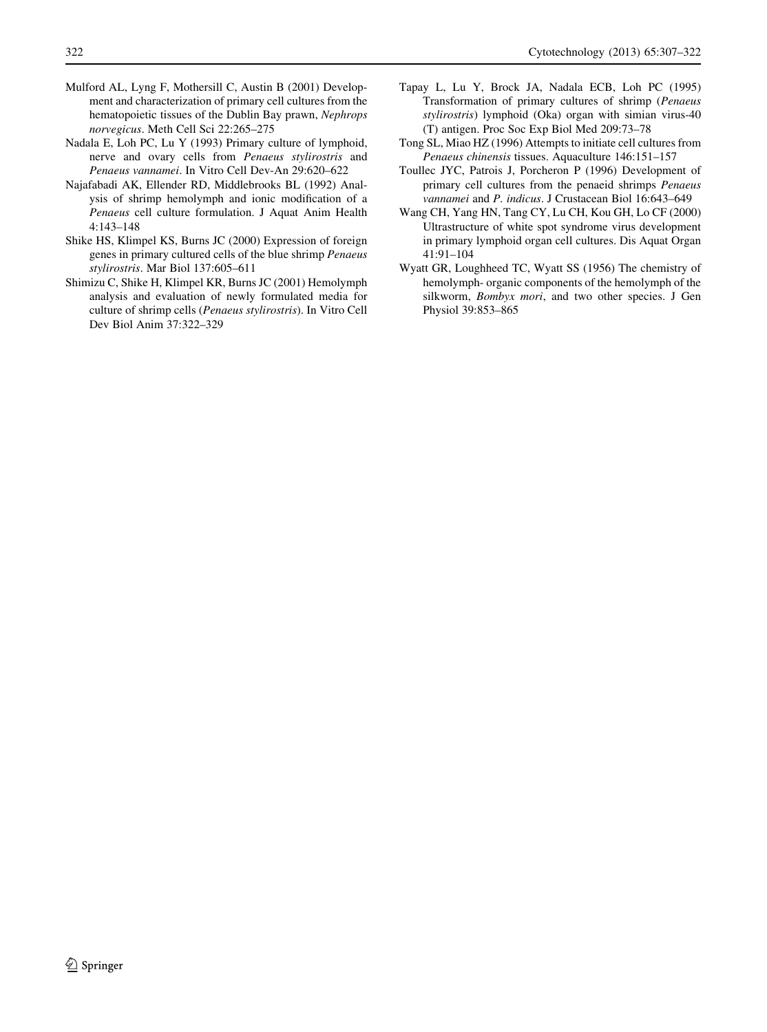Mulford AL, Lyng F, Mothersill C, Austin B (2001) Development and characterization of primary cell cultures from the hematopoietic tissues of the Dublin Bay prawn, *Nephrops norvegicus*. Meth Cell Sci 22:265–275

Nadala E, Loh PC, Lu Y (1993) Primary culture of lymphoid, nerve and ovary cells from *Penaeus stylirostris* and *Penaeus vannamei*. In Vitro Cell Dev-An 29:620–622

Najafabadi AK, Ellender RD, Middlebrooks BL (1992) Analysis of shrimp hemolymph and ionic modification of a *Penaeus* cell culture formulation. J Aquat Anim Health 4:143–148

Shike HS, Klimpel KS, Burns JC (2000) Expression of foreign genes in primary cultured cells of the blue shrimp *Penaeus stylirostris*. Mar Biol 137:605–611

Shimizu C, Shike H, Klimpel KR, Burns JC (2001) Hemolymph analysis and evaluation of newly formulated media for culture of shrimp cells (*Penaeus stylirostris*). In Vitro Cell Dev Biol Anim 37:322–329

Tapay L, Lu Y, Brock JA, Nadala ECB, Loh PC (1995) Transformation of primary cultures of shrimp (*Penaeus stylirostris*) lymphoid (Oka) organ with simian virus-40 (T) antigen. Proc Soc Exp Biol Med 209:73–78

Tong SL, Miao HZ (1996) Attempts to initiate cell cultures from *Penaeus chinensis* tissues. Aquaculture 146:151–157

Toullec JYC, Patrois J, Porcheron P (1996) Development of primary cell cultures from the penaeid shrimps *Penaeus vannamei* and *P. indicus*. J Crustacean Biol 16:643–649

Wang CH, Yang HN, Tang CY, Lu CH, Kou GH, Lo CF (2000) Ultrastructure of white spot syndrome virus development in primary lymphoid organ cell cultures. Dis Aquat Organ 41:91–104

Wyatt GR, Loughheed TC, Wyatt SS (1956) The chemistry of hemolymph- organic components of the hemolymph of the silkworm, *Bombyx mori*, and two other species. J Gen Physiol 39:853–865